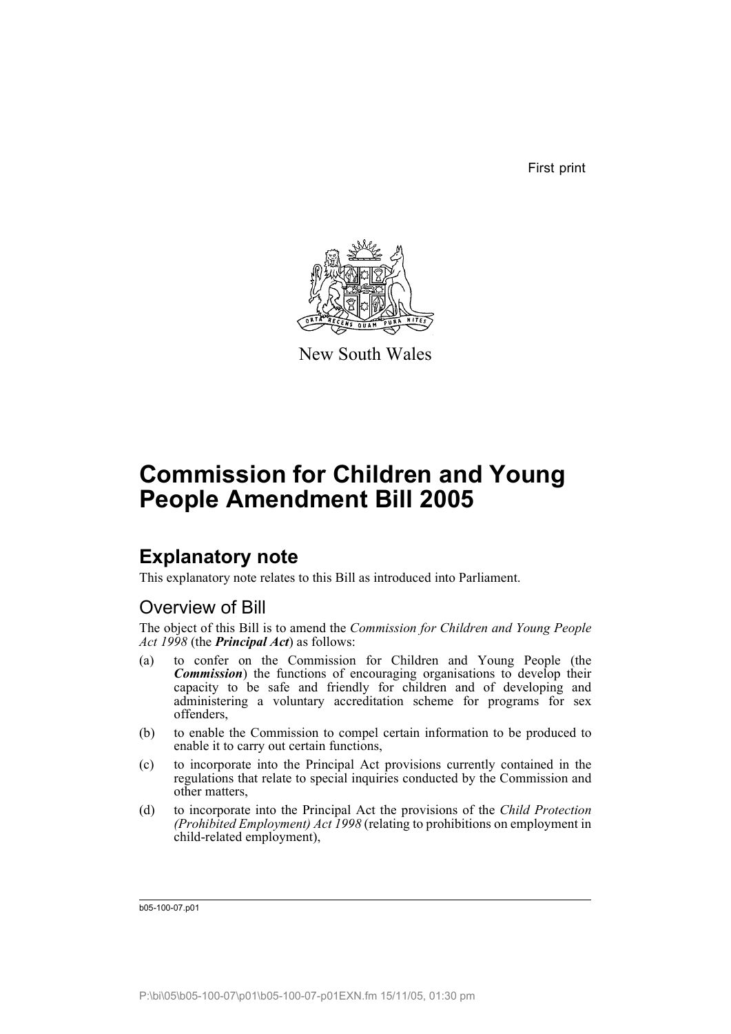First print

New South Wales

# Commission for Children and Young People Amendment Bill 2005

## Explanatory note

This explanatory note relates to this Bill as introduced into Parliament.

### Overview of Bill

The object of this Bill is to amend the *Commission for Children and Young People Act 1998* (the ***Principal Act***) as follows:

(a) to confer on the Commission for Children and Young People (the ***Commission***) the functions of encouraging organisations to develop their capacity to be safe and friendly for children and of developing and administering a voluntary accreditation scheme for programs for sex offenders,

(b) to enable the Commission to compel certain information to be produced to enable it to carry out certain functions,

(c) to incorporate into the Principal Act provisions currently contained in the regulations that relate to special inquiries conducted by the Commission and other matters,

(d) to incorporate into the Principal Act the provisions of the *Child Protection (Prohibited Employment) Act 1998* (relating to prohibitions on employment in child-related employment),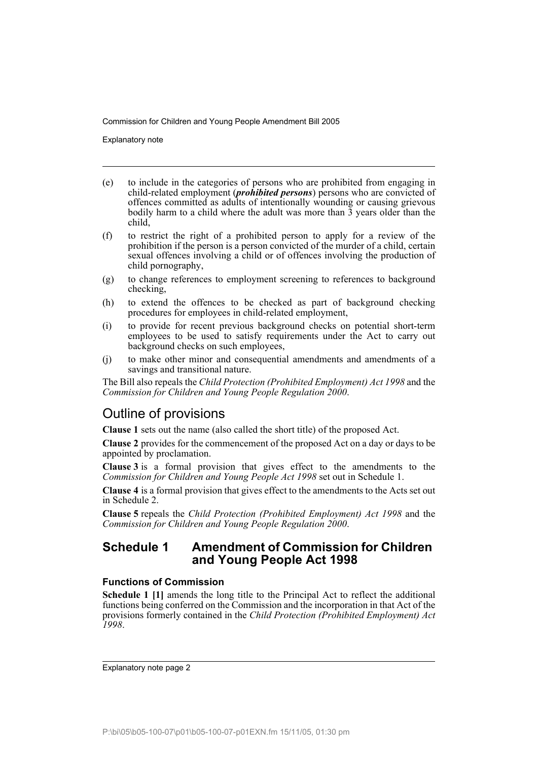(e) to include in the categories of persons who are prohibited from engaging in child-related employment (***prohibited persons***) persons who are convicted of offences committed as adults of intentionally wounding or causing grievous bodily harm to a child where the adult was more than 3 years older than the child,

(f) to restrict the right of a prohibited person to apply for a review of the prohibition if the person is a person convicted of the murder of a child, certain sexual offences involving a child or of offences involving the production of child pornography,

(g) to change references to employment screening to references to background checking,

(h) to extend the offences to be checked as part of background checking procedures for employees in child-related employment,

(i) to provide for recent previous background checks on potential short-term employees to be used to satisfy requirements under the Act to carry out background checks on such employees,

(j) to make other minor and consequential amendments and amendments of a savings and transitional nature.

The Bill also repeals the *Child Protection (Prohibited Employment) Act 1998* and the *Commission for Children and Young People Regulation 2000*.

## Outline of provisions

**Clause 1** sets out the name (also called the short title) of the proposed Act.

**Clause 2** provides for the commencement of the proposed Act on a day or days to be appointed by proclamation.

**Clause 3** is a formal provision that gives effect to the amendments to the *Commission for Children and Young People Act 1998* set out in Schedule 1.

**Clause 4** is a formal provision that gives effect to the amendments to the Acts set out in Schedule 2.

**Clause 5** repeals the *Child Protection (Prohibited Employment) Act 1998* and the *Commission for Children and Young People Regulation 2000*.

## Schedule 1 Amendment of Commission for Children and Young People Act 1998

### Functions of Commission

**Schedule 1 [1]** amends the long title to the Principal Act to reflect the additional functions being conferred on the Commission and the incorporation in that Act of the provisions formerly contained in the *Child Protection (Prohibited Employment) Act 1998*.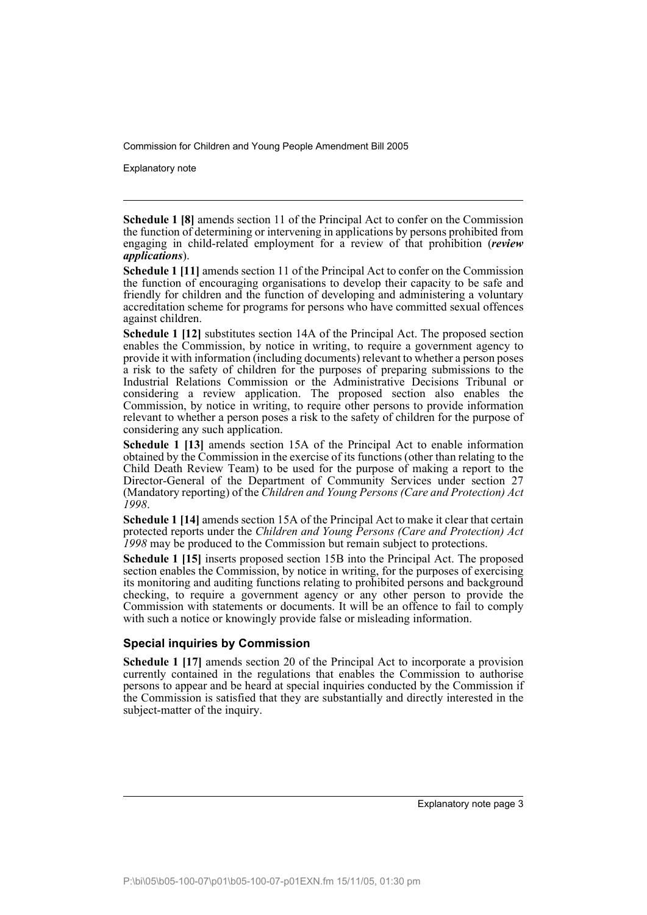**Schedule 1 [8]** amends section 11 of the Principal Act to confer on the Commission the function of determining or intervening in applications by persons prohibited from engaging in child-related employment for a review of that prohibition (***review applications***).

**Schedule 1 [11]** amends section 11 of the Principal Act to confer on the Commission the function of encouraging organisations to develop their capacity to be safe and friendly for children and the function of developing and administering a voluntary accreditation scheme for programs for persons who have committed sexual offences against children.

**Schedule 1 [12]** substitutes section 14A of the Principal Act. The proposed section enables the Commission, by notice in writing, to require a government agency to provide it with information (including documents) relevant to whether a person poses a risk to the safety of children for the purposes of preparing submissions to the Industrial Relations Commission or the Administrative Decisions Tribunal or considering a review application. The proposed section also enables the Commission, by notice in writing, to require other persons to provide information relevant to whether a person poses a risk to the safety of children for the purpose of considering any such application.

**Schedule 1 [13]** amends section 15A of the Principal Act to enable information obtained by the Commission in the exercise of its functions (other than relating to the Child Death Review Team) to be used for the purpose of making a report to the Director-General of the Department of Community Services under section 27 (Mandatory reporting) of the *Children and Young Persons (Care and Protection) Act 1998*.

**Schedule 1 [14]** amends section 15A of the Principal Act to make it clear that certain protected reports under the *Children and Young Persons (Care and Protection) Act 1998* may be produced to the Commission but remain subject to protections.

**Schedule 1 [15]** inserts proposed section 15B into the Principal Act. The proposed section enables the Commission, by notice in writing, for the purposes of exercising its monitoring and auditing functions relating to prohibited persons and background checking, to require a government agency or any other person to provide the Commission with statements or documents. It will be an offence to fail to comply with such a notice or knowingly provide false or misleading information.

### Special inquiries by Commission

**Schedule 1 [17]** amends section 20 of the Principal Act to incorporate a provision currently contained in the regulations that enables the Commission to authorise persons to appear and be heard at special inquiries conducted by the Commission if the Commission is satisfied that they are substantially and directly interested in the subject-matter of the inquiry.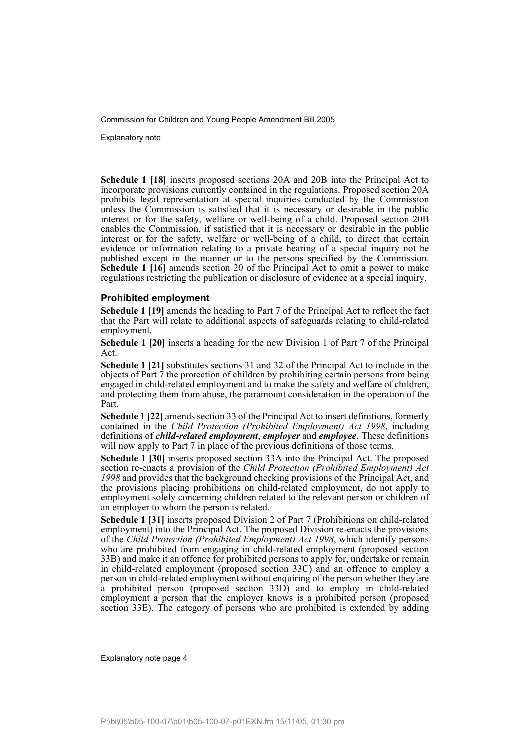**Schedule 1 [18]** inserts proposed sections 20A and 20B into the Principal Act to incorporate provisions currently contained in the regulations. Proposed section 20A prohibits legal representation at special inquiries conducted by the Commission unless the Commission is satisfied that it is necessary or desirable in the public interest or for the safety, welfare or well-being of a child. Proposed section 20B enables the Commission, if satisfied that it is necessary or desirable in the public interest or for the safety, welfare or well-being of a child, to direct that certain evidence or information relating to a private hearing of a special inquiry not be published except in the manner or to the persons specified by the Commission. **Schedule 1 [16]** amends section 20 of the Principal Act to omit a power to make regulations restricting the publication or disclosure of evidence at a special inquiry.

### Prohibited employment

**Schedule 1 [19]** amends the heading to Part 7 of the Principal Act to reflect the fact that the Part will relate to additional aspects of safeguards relating to child-related employment.

**Schedule 1 [20]** inserts a heading for the new Division 1 of Part 7 of the Principal Act.

**Schedule 1 [21]** substitutes sections 31 and 32 of the Principal Act to include in the objects of Part 7 the protection of children by prohibiting certain persons from being engaged in child-related employment and to make the safety and welfare of children, and protecting them from abuse, the paramount consideration in the operation of the Part.

**Schedule 1 [22]** amends section 33 of the Principal Act to insert definitions, formerly contained in the *Child Protection (Prohibited Employment) Act 1998*, including definitions of ***child-related employment***, ***employer*** and ***employee***. These definitions will now apply to Part 7 in place of the previous definitions of those terms.

**Schedule 1 [30]** inserts proposed section 33A into the Principal Act. The proposed section re-enacts a provision of the *Child Protection (Prohibited Employment) Act 1998* and provides that the background checking provisions of the Principal Act, and the provisions placing prohibitions on child-related employment, do not apply to employment solely concerning children related to the relevant person or children of an employer to whom the person is related.

**Schedule 1 [31]** inserts proposed Division 2 of Part 7 (Prohibitions on child-related employment) into the Principal Act. The proposed Division re-enacts the provisions of the *Child Protection (Prohibited Employment) Act 1998*, which identify persons who are prohibited from engaging in child-related employment (proposed section 33B) and make it an offence for prohibited persons to apply for, undertake or remain in child-related employment (proposed section 33C) and an offence to employ a person in child-related employment without enquiring of the person whether they are a prohibited person (proposed section 33D) and to employ in child-related employment a person that the employer knows is a prohibited person (proposed section 33E). The category of persons who are prohibited is extended by adding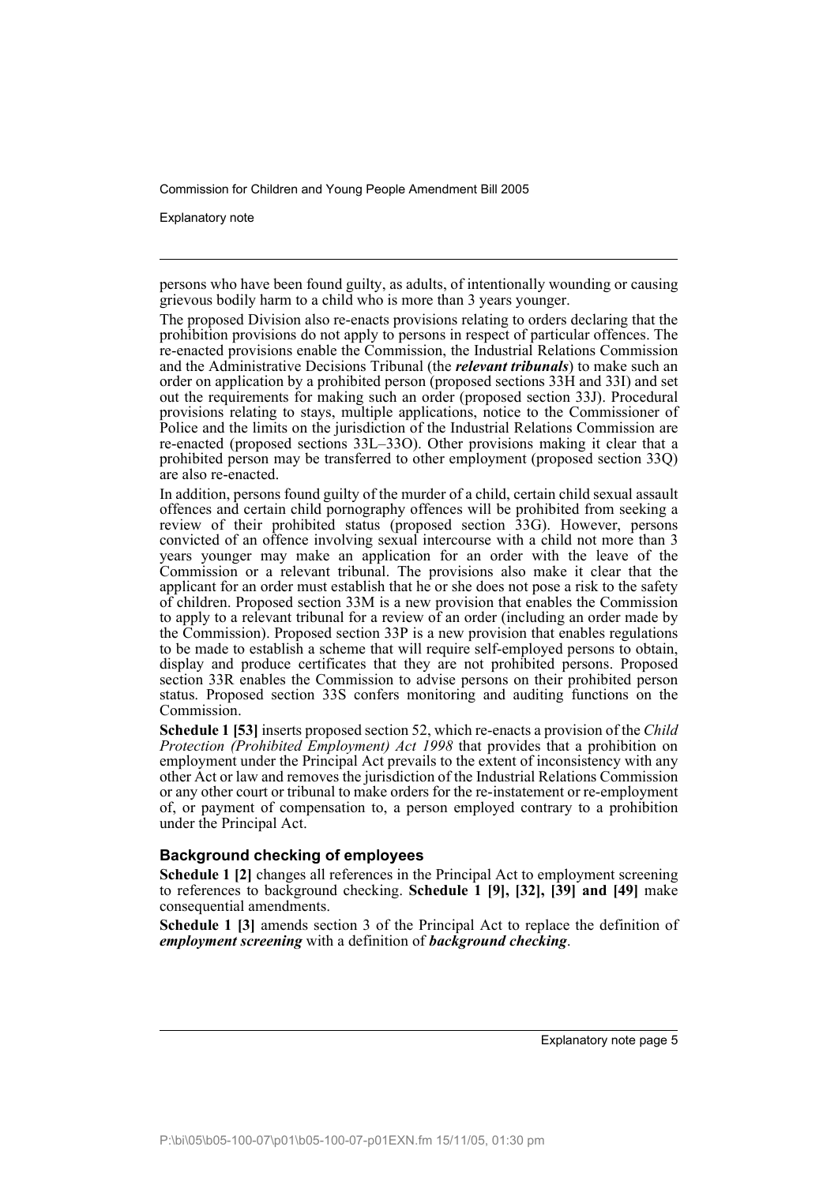persons who have been found guilty, as adults, of intentionally wounding or causing grievous bodily harm to a child who is more than 3 years younger.

The proposed Division also re-enacts provisions relating to orders declaring that the prohibition provisions do not apply to persons in respect of particular offences. The re-enacted provisions enable the Commission, the Industrial Relations Commission and the Administrative Decisions Tribunal (the ***relevant tribunals***) to make such an order on application by a prohibited person (proposed sections 33H and 33I) and set out the requirements for making such an order (proposed section 33J). Procedural provisions relating to stays, multiple applications, notice to the Commissioner of Police and the limits on the jurisdiction of the Industrial Relations Commission are re-enacted (proposed sections 33L–33O). Other provisions making it clear that a prohibited person may be transferred to other employment (proposed section 33Q) are also re-enacted.

In addition, persons found guilty of the murder of a child, certain child sexual assault offences and certain child pornography offences will be prohibited from seeking a review of their prohibited status (proposed section 33G). However, persons convicted of an offence involving sexual intercourse with a child not more than 3 years younger may make an application for an order with the leave of the Commission or a relevant tribunal. The provisions also make it clear that the applicant for an order must establish that he or she does not pose a risk to the safety of children. Proposed section 33M is a new provision that enables the Commission to apply to a relevant tribunal for a review of an order (including an order made by the Commission). Proposed section 33P is a new provision that enables regulations to be made to establish a scheme that will require self-employed persons to obtain, display and produce certificates that they are not prohibited persons. Proposed section 33R enables the Commission to advise persons on their prohibited person status. Proposed section 33S confers monitoring and auditing functions on the Commission.

**Schedule 1 [53]** inserts proposed section 52, which re-enacts a provision of the *Child Protection (Prohibited Employment) Act 1998* that provides that a prohibition on employment under the Principal Act prevails to the extent of inconsistency with any other Act or law and removes the jurisdiction of the Industrial Relations Commission or any other court or tribunal to make orders for the re-instatement or re-employment of, or payment of compensation to, a person employed contrary to a prohibition under the Principal Act.

### Background checking of employees

**Schedule 1 [2]** changes all references in the Principal Act to employment screening to references to background checking. **Schedule 1 [9], [32], [39] and [49]** make consequential amendments.

**Schedule 1 [3]** amends section 3 of the Principal Act to replace the definition of ***employment screening*** with a definition of ***background checking***.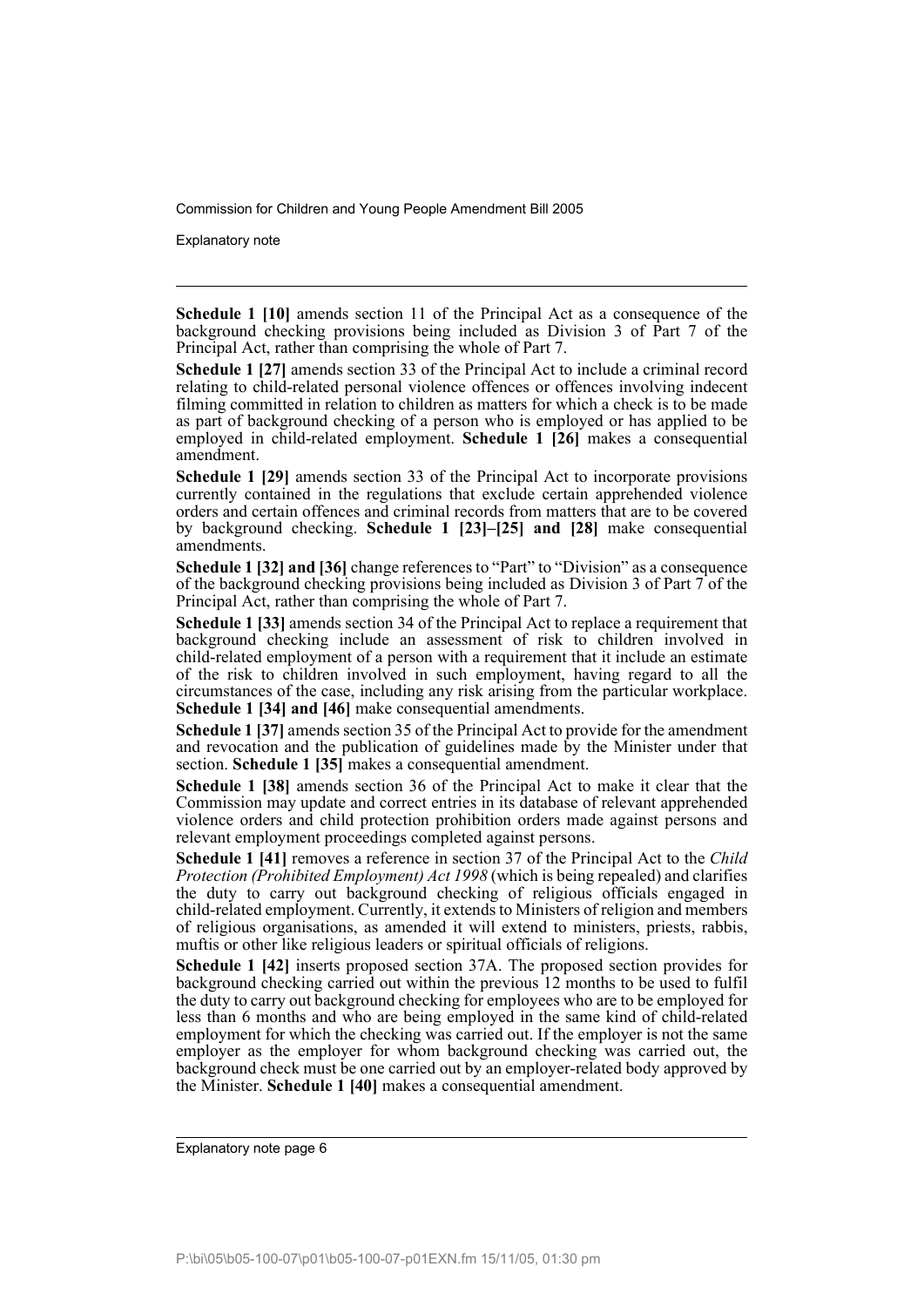**Schedule 1 [10]** amends section 11 of the Principal Act as a consequence of the background checking provisions being included as Division 3 of Part 7 of the Principal Act, rather than comprising the whole of Part 7.

**Schedule 1 [27]** amends section 33 of the Principal Act to include a criminal record relating to child-related personal violence offences or offences involving indecent filming committed in relation to children as matters for which a check is to be made as part of background checking of a person who is employed or has applied to be employed in child-related employment. **Schedule 1 [26]** makes a consequential amendment.

**Schedule 1 [29]** amends section 33 of the Principal Act to incorporate provisions currently contained in the regulations that exclude certain apprehended violence orders and certain offences and criminal records from matters that are to be covered by background checking. **Schedule 1 [23]–[25] and [28]** make consequential amendments.

**Schedule 1 [32] and [36]** change references to "Part" to "Division" as a consequence of the background checking provisions being included as Division 3 of Part 7 of the Principal Act, rather than comprising the whole of Part 7.

**Schedule 1 [33]** amends section 34 of the Principal Act to replace a requirement that background checking include an assessment of risk to children involved in child-related employment of a person with a requirement that it include an estimate of the risk to children involved in such employment, having regard to all the circumstances of the case, including any risk arising from the particular workplace. **Schedule 1 [34] and [46]** make consequential amendments.

**Schedule 1 [37]** amends section 35 of the Principal Act to provide for the amendment and revocation and the publication of guidelines made by the Minister under that section. **Schedule 1 [35]** makes a consequential amendment.

**Schedule 1 [38]** amends section 36 of the Principal Act to make it clear that the Commission may update and correct entries in its database of relevant apprehended violence orders and child protection prohibition orders made against persons and relevant employment proceedings completed against persons.

**Schedule 1 [41]** removes a reference in section 37 of the Principal Act to the *Child Protection (Prohibited Employment) Act 1998* (which is being repealed) and clarifies the duty to carry out background checking of religious officials engaged in child-related employment. Currently, it extends to Ministers of religion and members of religious organisations, as amended it will extend to ministers, priests, rabbis, muftis or other like religious leaders or spiritual officials of religions.

**Schedule 1 [42]** inserts proposed section 37A. The proposed section provides for background checking carried out within the previous 12 months to be used to fulfil the duty to carry out background checking for employees who are to be employed for less than 6 months and who are being employed in the same kind of child-related employment for which the checking was carried out. If the employer is not the same employer as the employer for whom background checking was carried out, the background check must be one carried out by an employer-related body approved by the Minister. **Schedule 1 [40]** makes a consequential amendment.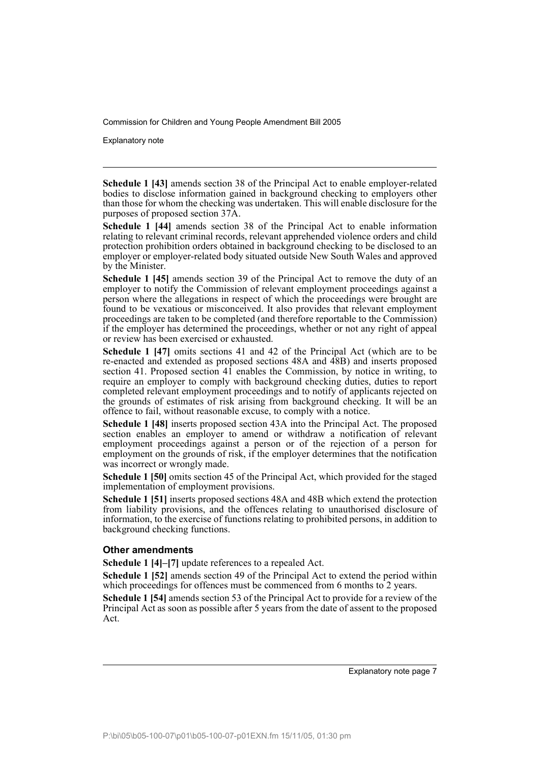**Schedule 1 [43]** amends section 38 of the Principal Act to enable employer-related bodies to disclose information gained in background checking to employers other than those for whom the checking was undertaken. This will enable disclosure for the purposes of proposed section 37A.

**Schedule 1 [44]** amends section 38 of the Principal Act to enable information relating to relevant criminal records, relevant apprehended violence orders and child protection prohibition orders obtained in background checking to be disclosed to an employer or employer-related body situated outside New South Wales and approved by the Minister.

**Schedule 1 [45]** amends section 39 of the Principal Act to remove the duty of an employer to notify the Commission of relevant employment proceedings against a person where the allegations in respect of which the proceedings were brought are found to be vexatious or misconceived. It also provides that relevant employment proceedings are taken to be completed (and therefore reportable to the Commission) if the employer has determined the proceedings, whether or not any right of appeal or review has been exercised or exhausted.

**Schedule 1 [47]** omits sections 41 and 42 of the Principal Act (which are to be re-enacted and extended as proposed sections 48A and 48B) and inserts proposed section 41. Proposed section 41 enables the Commission, by notice in writing, to require an employer to comply with background checking duties, duties to report completed relevant employment proceedings and to notify of applicants rejected on the grounds of estimates of risk arising from background checking. It will be an offence to fail, without reasonable excuse, to comply with a notice.

**Schedule 1 [48]** inserts proposed section 43A into the Principal Act. The proposed section enables an employer to amend or withdraw a notification of relevant employment proceedings against a person or of the rejection of a person for employment on the grounds of risk, if the employer determines that the notification was incorrect or wrongly made.

**Schedule 1 [50]** omits section 45 of the Principal Act, which provided for the staged implementation of employment provisions.

**Schedule 1 [51]** inserts proposed sections 48A and 48B which extend the protection from liability provisions, and the offences relating to unauthorised disclosure of information, to the exercise of functions relating to prohibited persons, in addition to background checking functions.

### Other amendments

**Schedule 1 [4]–[7]** update references to a repealed Act.

**Schedule 1 [52]** amends section 49 of the Principal Act to extend the period within which proceedings for offences must be commenced from 6 months to 2 years.

**Schedule 1 [54]** amends section 53 of the Principal Act to provide for a review of the Principal Act as soon as possible after 5 years from the date of assent to the proposed Act.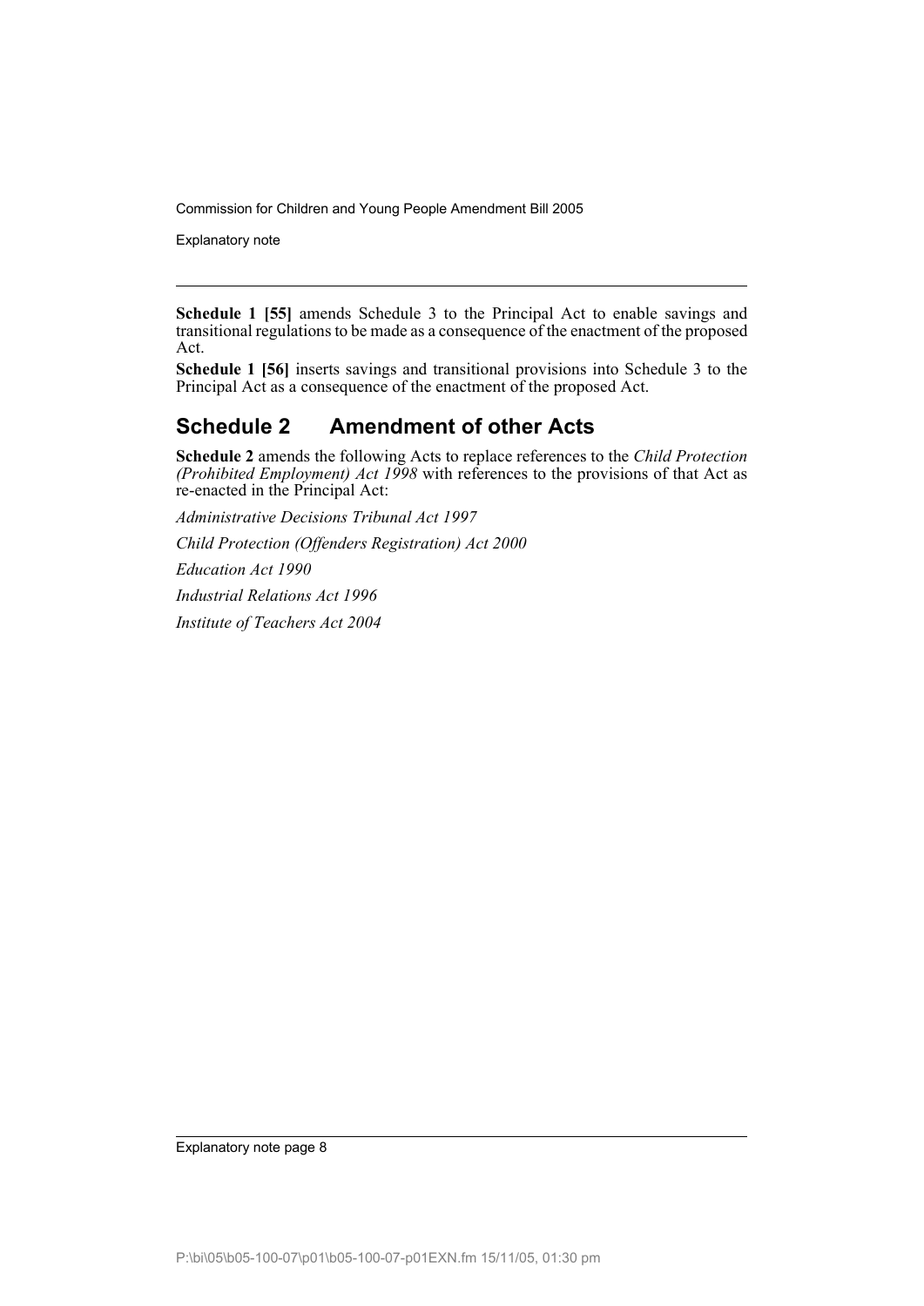**Schedule 1 [55]** amends Schedule 3 to the Principal Act to enable savings and transitional regulations to be made as a consequence of the enactment of the proposed Act.

**Schedule 1 [56]** inserts savings and transitional provisions into Schedule 3 to the Principal Act as a consequence of the enactment of the proposed Act.

## Schedule 2 Amendment of other Acts

**Schedule 2** amends the following Acts to replace references to the *Child Protection (Prohibited Employment) Act 1998* with references to the provisions of that Act as re-enacted in the Principal Act:

*Administrative Decisions Tribunal Act 1997*

*Child Protection (Offenders Registration) Act 2000*

*Education Act 1990*

*Industrial Relations Act 1996*

*Institute of Teachers Act 2004*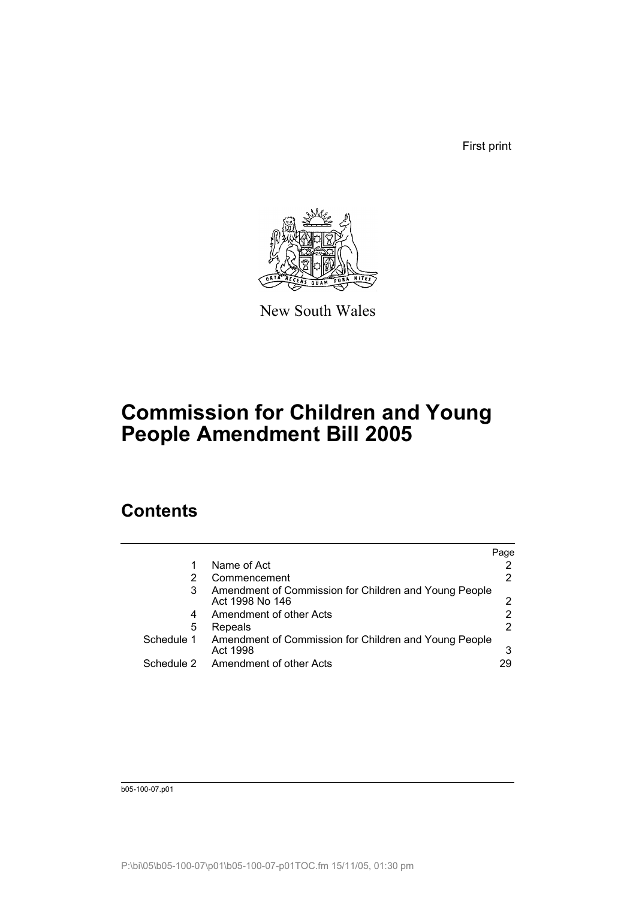First print

New South Wales

# Commission for Children and Young People Amendment Bill 2005

## Contents

| | | Page |
|---|---|---|
| 1 | Name of Act | 2 |
| 2 | Commencement | 2 |
| 3 | Amendment of Commission for Children and Young People Act 1998 No 146 | 2 |
| 4 | Amendment of other Acts | 2 |
| 5 | Repeals | 2 |
| Schedule 1 | Amendment of Commission for Children and Young People Act 1998 | 3 |
| Schedule 2 | Amendment of other Acts | 29 |

b05-100-07.p01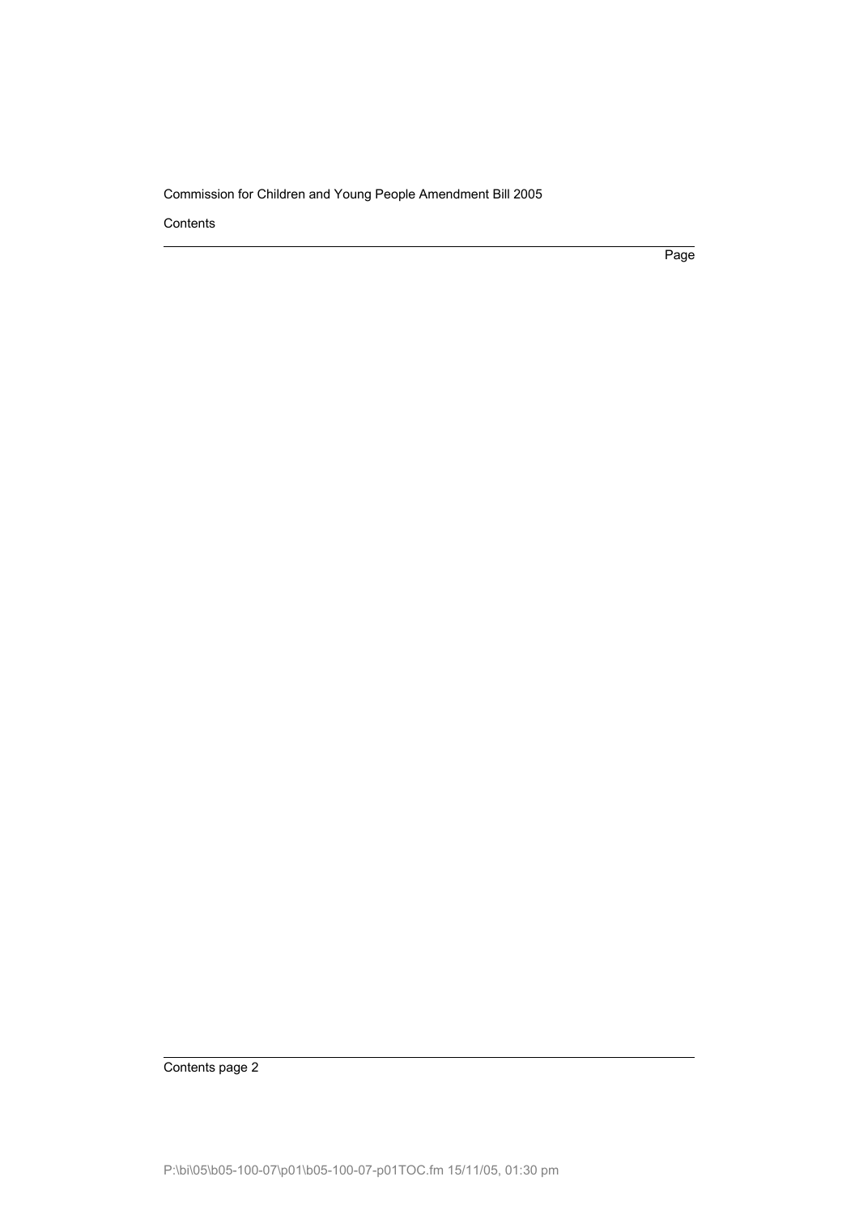Contents

Page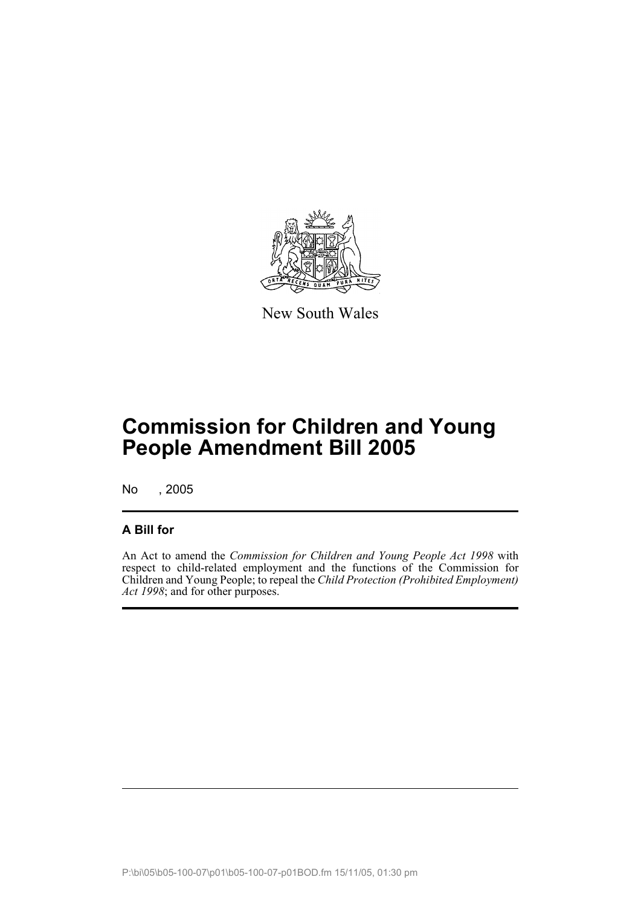New South Wales

# Commission for Children and Young People Amendment Bill 2005

No , 2005

## A Bill for

An Act to amend the *Commission for Children and Young People Act 1998* with respect to child-related employment and the functions of the Commission for Children and Young People; to repeal the *Child Protection (Prohibited Employment) Act 1998*; and for other purposes.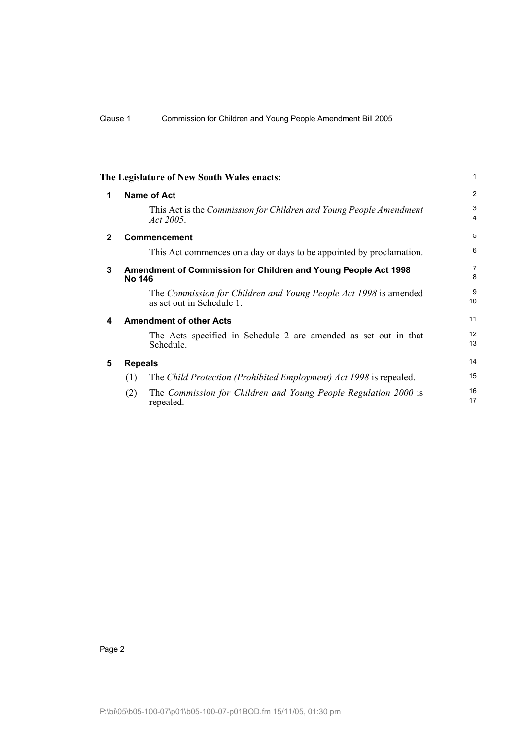**The Legislature of New South Wales enacts:**

## 1 Name of Act

This Act is the *Commission for Children and Young People Amendment Act 2005*.

## 2 Commencement

This Act commences on a day or days to be appointed by proclamation.

## 3 Amendment of Commission for Children and Young People Act 1998 No 146

The *Commission for Children and Young People Act 1998* is amended as set out in Schedule 1.

## 4 Amendment of other Acts

The Acts specified in Schedule 2 are amended as set out in that Schedule.

## 5 Repeals

(1) The *Child Protection (Prohibited Employment) Act 1998* is repealed.

(2) The *Commission for Children and Young People Regulation 2000* is repealed.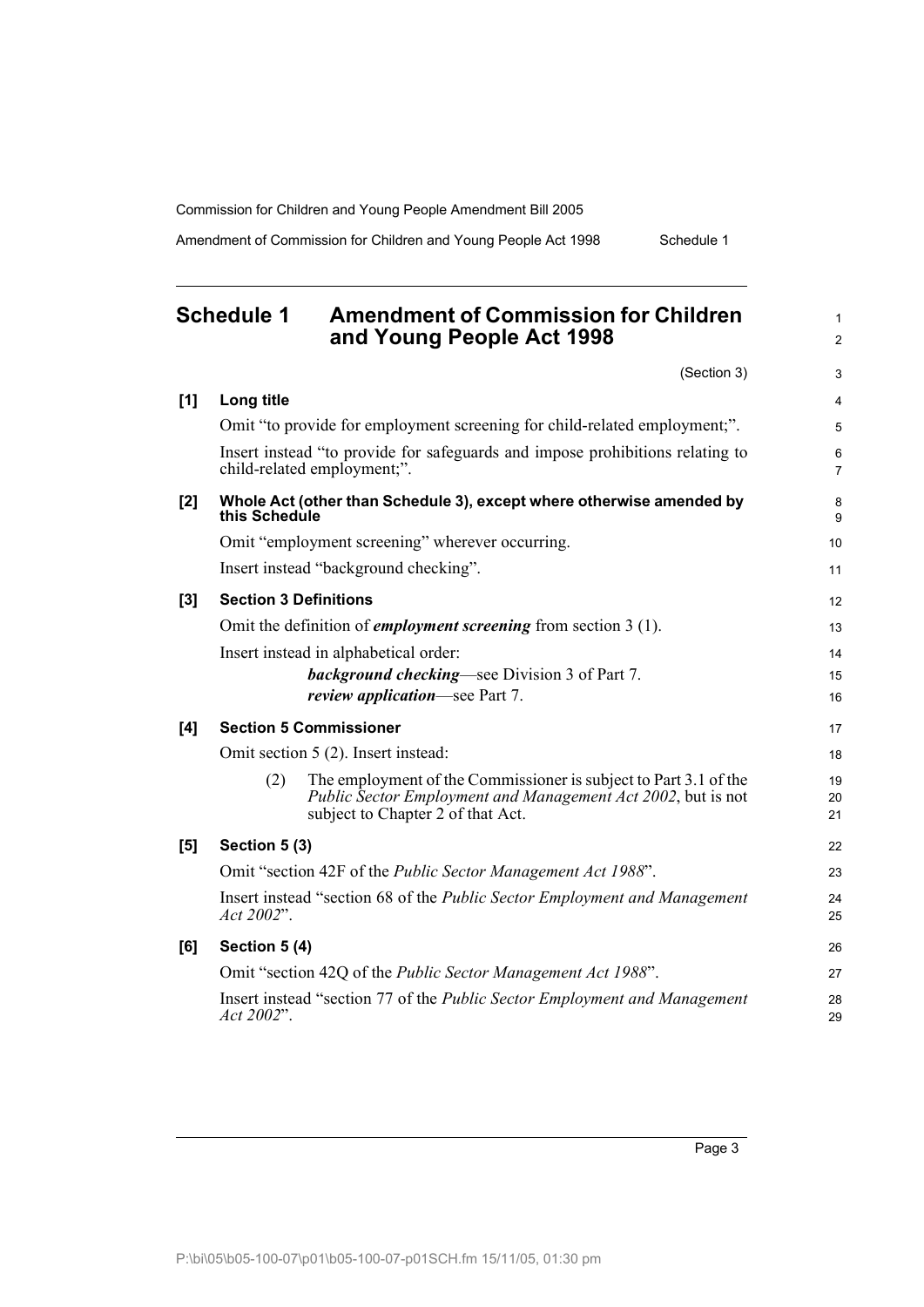# Schedule 1 Amendment of Commission for Children and Young People Act 1998

(Section 3)

**[1] Long title**

Omit "to provide for employment screening for child-related employment;".

Insert instead "to provide for safeguards and impose prohibitions relating to child-related employment;".

**[2] Whole Act (other than Schedule 3), except where otherwise amended by this Schedule**

Omit "employment screening" wherever occurring.

Insert instead "background checking".

**[3] Section 3 Definitions**

Omit the definition of ***employment screening*** from section 3 (1).

Insert instead in alphabetical order:

> ***background checking***—see Division 3 of Part 7.
>
> ***review application***—see Part 7.

**[4] Section 5 Commissioner**

Omit section 5 (2). Insert instead:

> (2) The employment of the Commissioner is subject to Part 3.1 of the *Public Sector Employment and Management Act 2002*, but is not subject to Chapter 2 of that Act.

**[5] Section 5 (3)**

Omit "section 42F of the *Public Sector Management Act 1988*".

Insert instead "section 68 of the *Public Sector Employment and Management Act 2002*".

**[6] Section 5 (4)**

Omit "section 42Q of the *Public Sector Management Act 1988*".

Insert instead "section 77 of the *Public Sector Employment and Management Act 2002*".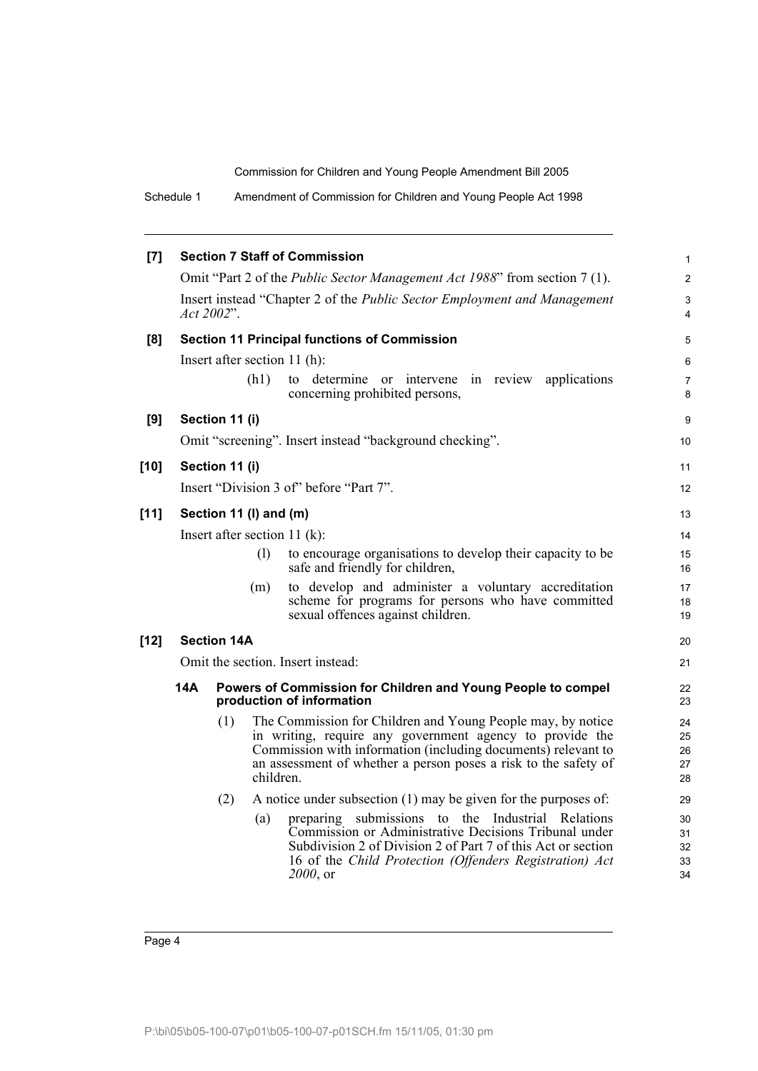**[7] Section 7 Staff of Commission**

Omit "Part 2 of the *Public Sector Management Act 1988*" from section 7 (1).

Insert instead "Chapter 2 of the *Public Sector Employment and Management Act 2002*".

**[8] Section 11 Principal functions of Commission**

Insert after section 11 (h):

(h1) to determine or intervene in review applications concerning prohibited persons,

**[9] Section 11 (i)**

Omit "screening". Insert instead "background checking".

**[10] Section 11 (i)**

Insert "Division 3 of" before "Part 7".

**[11] Section 11 (l) and (m)**

Insert after section 11 (k):

(l) to encourage organisations to develop their capacity to be safe and friendly for children,

(m) to develop and administer a voluntary accreditation scheme for programs for persons who have committed sexual offences against children.

**[12] Section 14A**

Omit the section. Insert instead:

**14A Powers of Commission for Children and Young People to compel production of information**

(1) The Commission for Children and Young People may, by notice in writing, require any government agency to provide the Commission with information (including documents) relevant to an assessment of whether a person poses a risk to the safety of children.

(2) A notice under subsection (1) may be given for the purposes of:

(a) preparing submissions to the Industrial Relations Commission or Administrative Decisions Tribunal under Subdivision 2 of Division 2 of Part 7 of this Act or section 16 of the *Child Protection (Offenders Registration) Act 2000*, or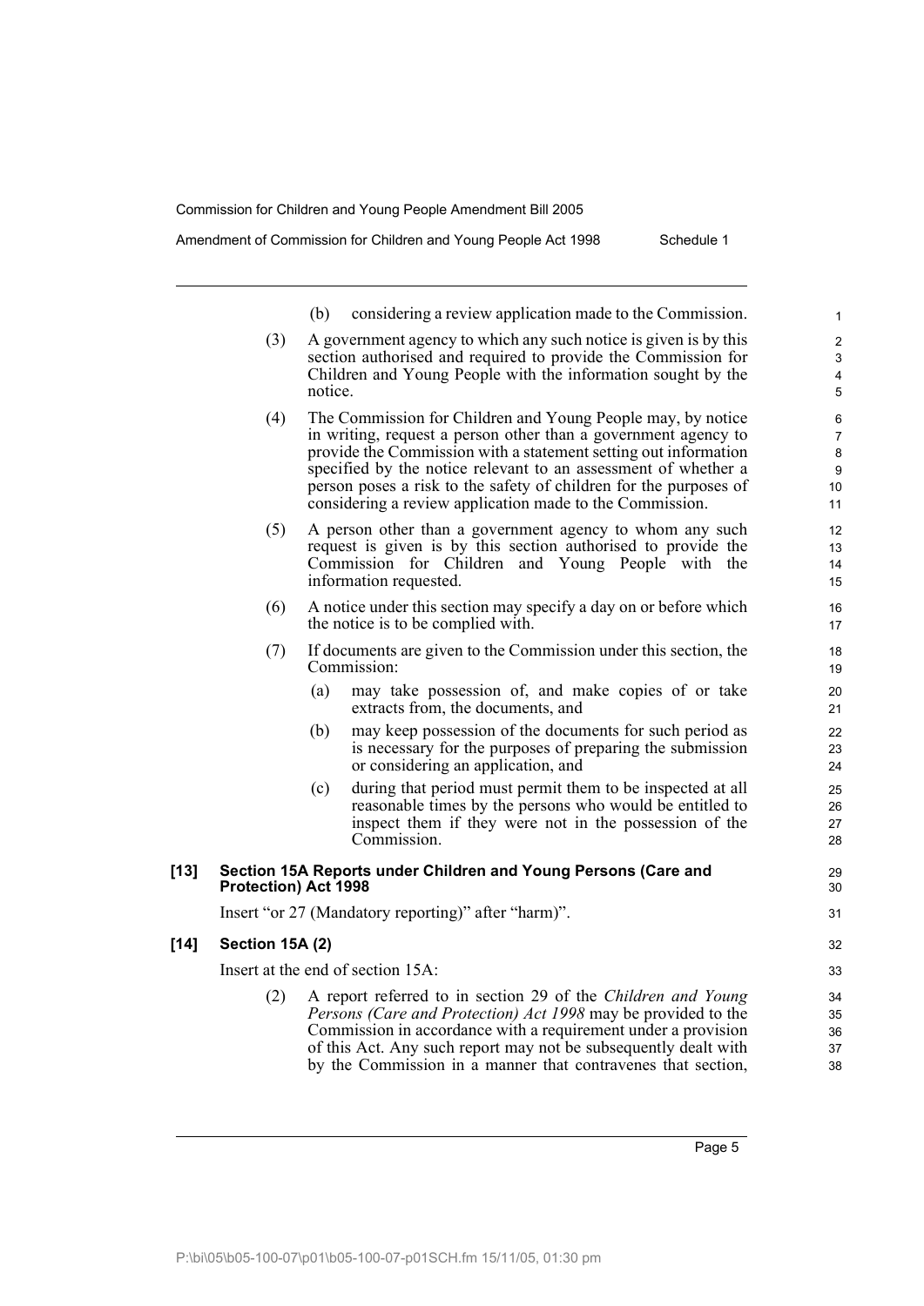(b) considering a review application made to the Commission.

(3) A government agency to which any such notice is given is by this section authorised and required to provide the Commission for Children and Young People with the information sought by the notice.

(4) The Commission for Children and Young People may, by notice in writing, request a person other than a government agency to provide the Commission with a statement setting out information specified by the notice relevant to an assessment of whether a person poses a risk to the safety of children for the purposes of considering a review application made to the Commission.

(5) A person other than a government agency to whom any such request is given is by this section authorised to provide the Commission for Children and Young People with the information requested.

(6) A notice under this section may specify a day on or before which the notice is to be complied with.

(7) If documents are given to the Commission under this section, the Commission:

(a) may take possession of, and make copies of or take extracts from, the documents, and

(b) may keep possession of the documents for such period as is necessary for the purposes of preparing the submission or considering an application, and

(c) during that period must permit them to be inspected at all reasonable times by the persons who would be entitled to inspect them if they were not in the possession of the Commission.

**[13] Section 15A Reports under Children and Young Persons (Care and Protection) Act 1998**

Insert "or 27 (Mandatory reporting)" after "harm)".

**[14] Section 15A (2)**

Insert at the end of section 15A:

(2) A report referred to in section 29 of the *Children and Young Persons (Care and Protection) Act 1998* may be provided to the Commission in accordance with a requirement under a provision of this Act. Any such report may not be subsequently dealt with by the Commission in a manner that contravenes that section,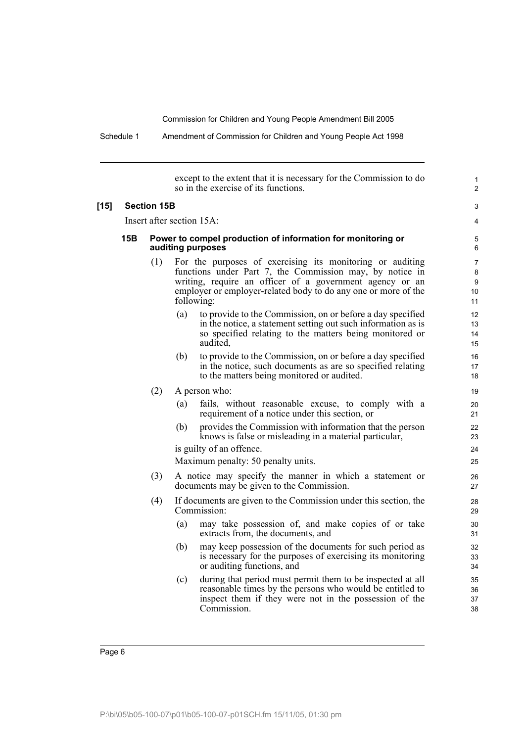except to the extent that it is necessary for the Commission to do so in the exercise of its functions.

**[15] Section 15B**

Insert after section 15A:

**15B Power to compel production of information for monitoring or auditing purposes**

(1) For the purposes of exercising its monitoring or auditing functions under Part 7, the Commission may, by notice in writing, require an officer of a government agency or an employer or employer-related body to do any one or more of the following:

(a) to provide to the Commission, on or before a day specified in the notice, a statement setting out such information as is so specified relating to the matters being monitored or audited,

(b) to provide to the Commission, on or before a day specified in the notice, such documents as are so specified relating to the matters being monitored or audited.

(2) A person who:

(a) fails, without reasonable excuse, to comply with a requirement of a notice under this section, or

(b) provides the Commission with information that the person knows is false or misleading in a material particular,

is guilty of an offence.

Maximum penalty: 50 penalty units.

(3) A notice may specify the manner in which a statement or documents may be given to the Commission.

(4) If documents are given to the Commission under this section, the Commission:

(a) may take possession of, and make copies of or take extracts from, the documents, and

(b) may keep possession of the documents for such period as is necessary for the purposes of exercising its monitoring or auditing functions, and

(c) during that period must permit them to be inspected at all reasonable times by the persons who would be entitled to inspect them if they were not in the possession of the Commission.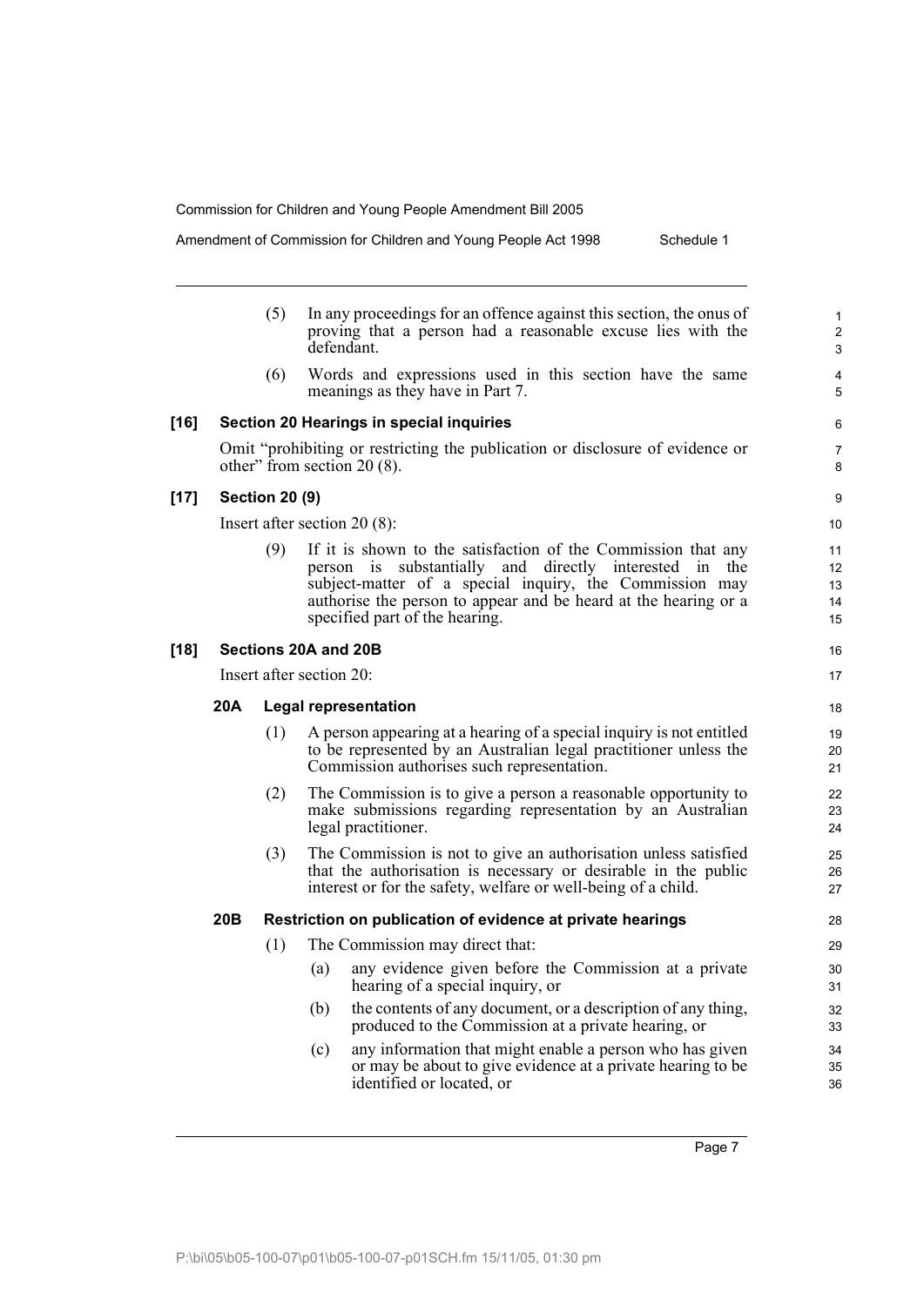(5) In any proceedings for an offence against this section, the onus of proving that a person had a reasonable excuse lies with the defendant.

(6) Words and expressions used in this section have the same meanings as they have in Part 7.

**[16] Section 20 Hearings in special inquiries**

Omit "prohibiting or restricting the publication or disclosure of evidence or other" from section 20 (8).

**[17] Section 20 (9)**

Insert after section 20 (8):

(9) If it is shown to the satisfaction of the Commission that any person is substantially and directly interested in the subject-matter of a special inquiry, the Commission may authorise the person to appear and be heard at the hearing or a specified part of the hearing.

**[18] Sections 20A and 20B**

Insert after section 20:

**20A Legal representation**

(1) A person appearing at a hearing of a special inquiry is not entitled to be represented by an Australian legal practitioner unless the Commission authorises such representation.

(2) The Commission is to give a person a reasonable opportunity to make submissions regarding representation by an Australian legal practitioner.

(3) The Commission is not to give an authorisation unless satisfied that the authorisation is necessary or desirable in the public interest or for the safety, welfare or well-being of a child.

**20B Restriction on publication of evidence at private hearings**

(1) The Commission may direct that:

(a) any evidence given before the Commission at a private hearing of a special inquiry, or

(b) the contents of any document, or a description of any thing, produced to the Commission at a private hearing, or

(c) any information that might enable a person who has given or may be about to give evidence at a private hearing to be identified or located, or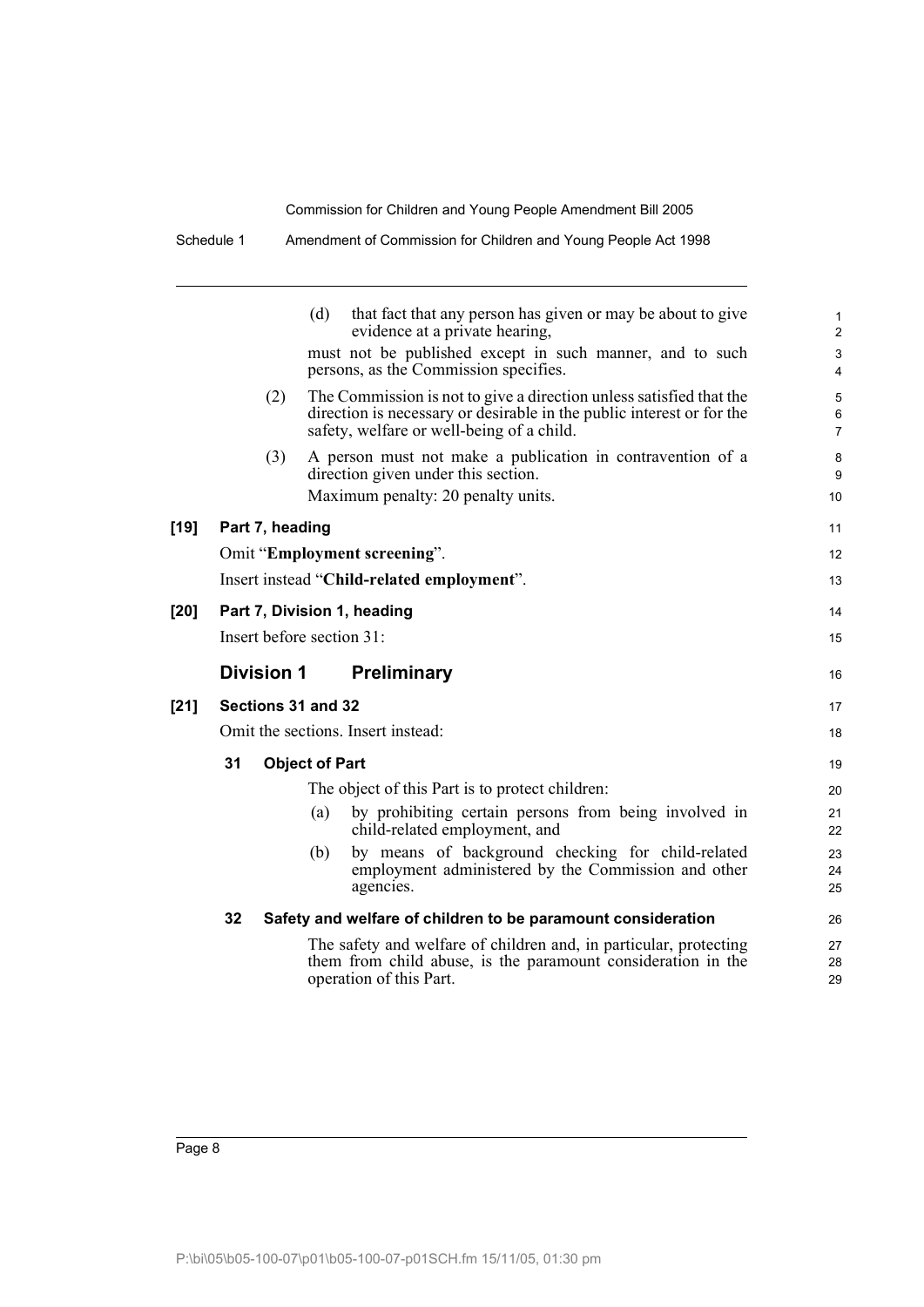(d) that fact that any person has given or may be about to give evidence at a private hearing,

must not be published except in such manner, and to such persons, as the Commission specifies.

(2) The Commission is not to give a direction unless satisfied that the direction is necessary or desirable in the public interest or for the safety, welfare or well-being of a child.

(3) A person must not make a publication in contravention of a direction given under this section.

Maximum penalty: 20 penalty units.

**[19] Part 7, heading**

Omit "**Employment screening**".

Insert instead "**Child-related employment**".

**[20] Part 7, Division 1, heading**

Insert before section 31:

## Division 1 Preliminary

**[21] Sections 31 and 32**

Omit the sections. Insert instead:

### 31 Object of Part

The object of this Part is to protect children:

(a) by prohibiting certain persons from being involved in child-related employment, and

(b) by means of background checking for child-related employment administered by the Commission and other agencies.

### 32 Safety and welfare of children to be paramount consideration

The safety and welfare of children and, in particular, protecting them from child abuse, is the paramount consideration in the operation of this Part.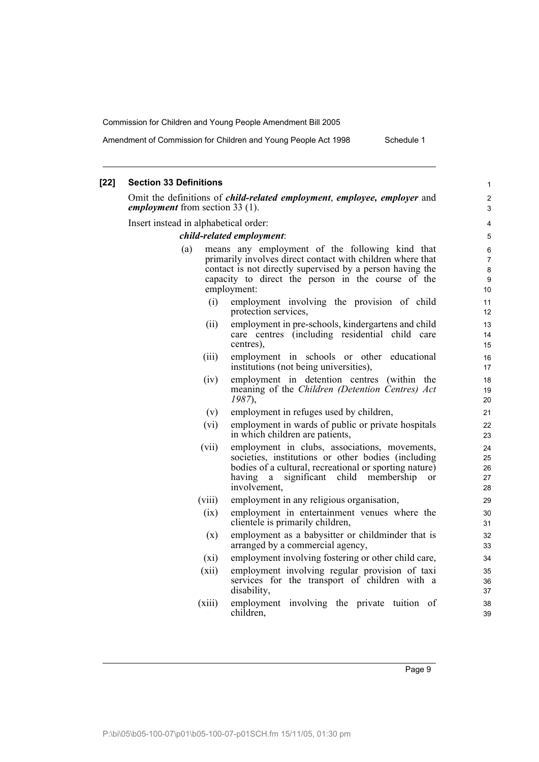**[22] Section 33 Definitions**

Omit the definitions of ***child-related employment***, ***employee, employer*** and ***employment*** from section 33 (1).

Insert instead in alphabetical order:

***child-related employment***:

(a) means any employment of the following kind that primarily involves direct contact with children where that contact is not directly supervised by a person having the capacity to direct the person in the course of the employment:

(i) employment involving the provision of child protection services,

(ii) employment in pre-schools, kindergartens and child care centres (including residential child care centres),

(iii) employment in schools or other educational institutions (not being universities),

(iv) employment in detention centres (within the meaning of the *Children (Detention Centres) Act 1987*),

(v) employment in refuges used by children,

(vi) employment in wards of public or private hospitals in which children are patients,

(vii) employment in clubs, associations, movements, societies, institutions or other bodies (including bodies of a cultural, recreational or sporting nature) having a significant child membership or involvement,

(viii) employment in any religious organisation,

(ix) employment in entertainment venues where the clientele is primarily children,

(x) employment as a babysitter or childminder that is arranged by a commercial agency,

(xi) employment involving fostering or other child care,

(xii) employment involving regular provision of taxi services for the transport of children with a disability,

(xiii) employment involving the private tuition of children,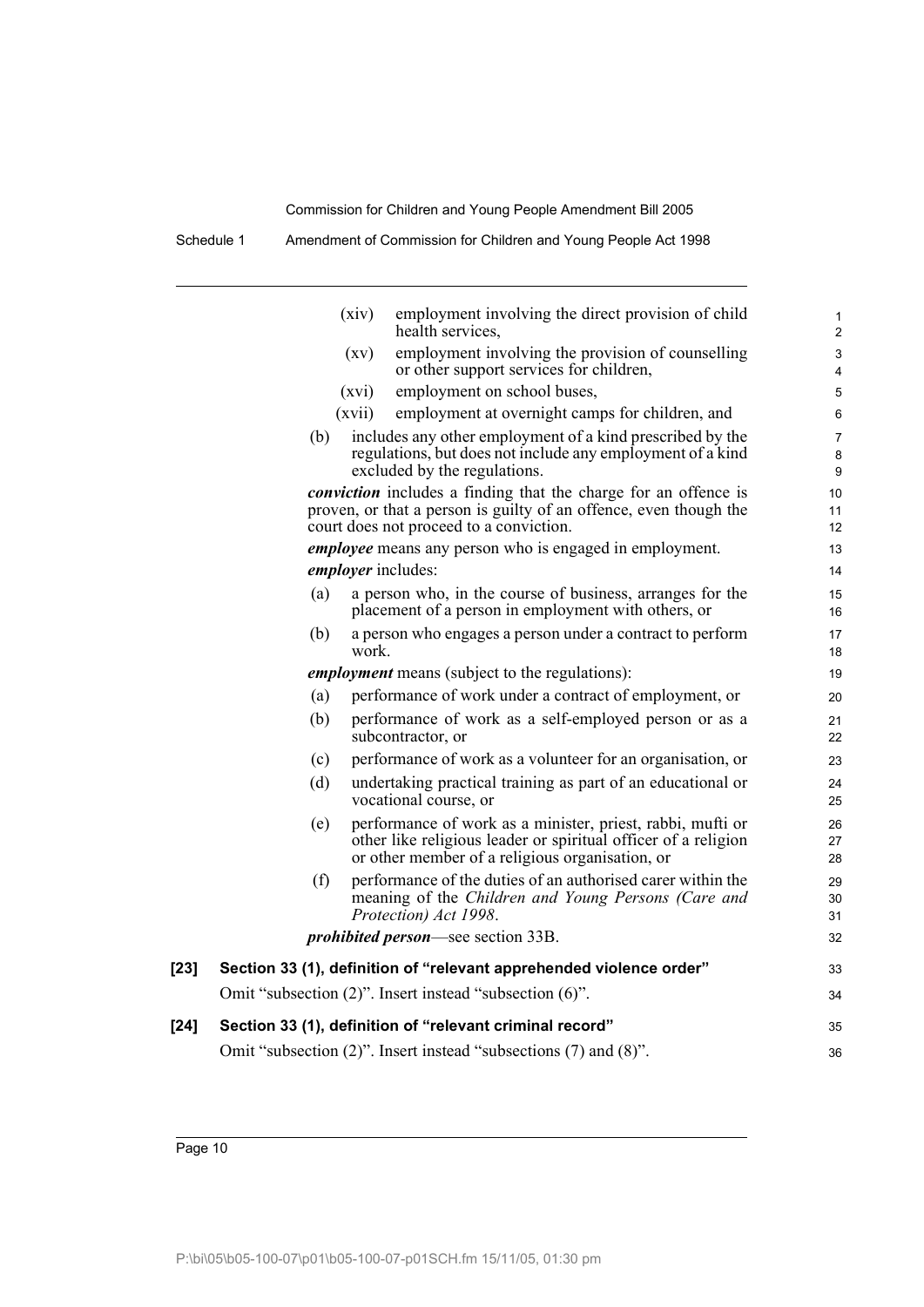(xiv) employment involving the direct provision of child health services,

(xv) employment involving the provision of counselling or other support services for children,

(xvi) employment on school buses,

(xvii) employment at overnight camps for children, and

(b) includes any other employment of a kind prescribed by the regulations, but does not include any employment of a kind excluded by the regulations.

***conviction*** includes a finding that the charge for an offence is proven, or that a person is guilty of an offence, even though the court does not proceed to a conviction.

***employee*** means any person who is engaged in employment.

***employer*** includes:

(a) a person who, in the course of business, arranges for the placement of a person in employment with others, or

(b) a person who engages a person under a contract to perform work.

***employment*** means (subject to the regulations):

(a) performance of work under a contract of employment, or

(b) performance of work as a self-employed person or as a subcontractor, or

(c) performance of work as a volunteer for an organisation, or

(d) undertaking practical training as part of an educational or vocational course, or

(e) performance of work as a minister, priest, rabbi, mufti or other like religious leader or spiritual officer of a religion or other member of a religious organisation, or

(f) performance of the duties of an authorised carer within the meaning of the *Children and Young Persons (Care and Protection) Act 1998*.

***prohibited person***—see section 33B.

**[23] Section 33 (1), definition of "relevant apprehended violence order"**

Omit "subsection (2)". Insert instead "subsection (6)".

**[24] Section 33 (1), definition of "relevant criminal record"**

Omit "subsection (2)". Insert instead "subsections (7) and (8)".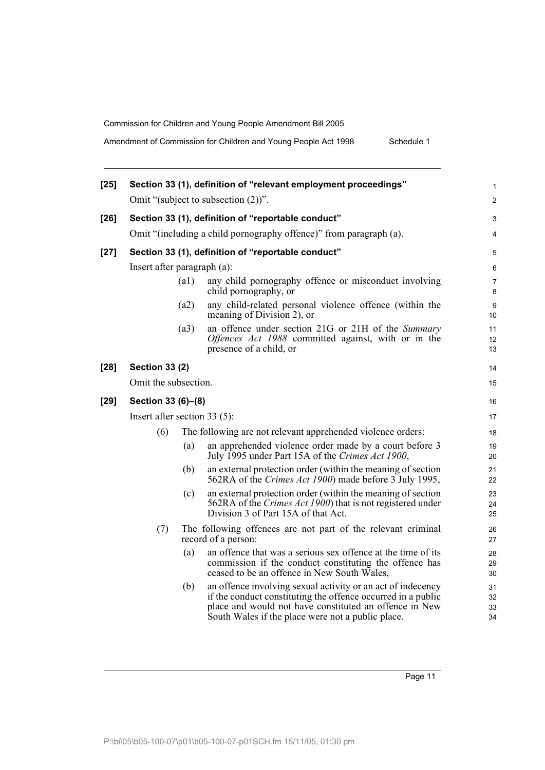**[25] Section 33 (1), definition of "relevant employment proceedings"**

Omit "(subject to subsection (2))".

**[26] Section 33 (1), definition of "reportable conduct"**

Omit "(including a child pornography offence)" from paragraph (a).

**[27] Section 33 (1), definition of "reportable conduct"**

Insert after paragraph (a):

(a1) any child pornography offence or misconduct involving child pornography, or

(a2) any child-related personal violence offence (within the meaning of Division 2), or

(a3) an offence under section 21G or 21H of the *Summary Offences Act 1988* committed against, with or in the presence of a child, or

**[28] Section 33 (2)**

Omit the subsection.

**[29] Section 33 (6)–(8)**

Insert after section 33 (5):

(6) The following are not relevant apprehended violence orders:

(a) an apprehended violence order made by a court before 3 July 1995 under Part 15A of the *Crimes Act 1900*,

(b) an external protection order (within the meaning of section 562RA of the *Crimes Act 1900*) made before 3 July 1995,

(c) an external protection order (within the meaning of section 562RA of the *Crimes Act 1900*) that is not registered under Division 3 of Part 15A of that Act.

(7) The following offences are not part of the relevant criminal record of a person:

(a) an offence that was a serious sex offence at the time of its commission if the conduct constituting the offence has ceased to be an offence in New South Wales,

(b) an offence involving sexual activity or an act of indecency if the conduct constituting the offence occurred in a public place and would not have constituted an offence in New South Wales if the place were not a public place.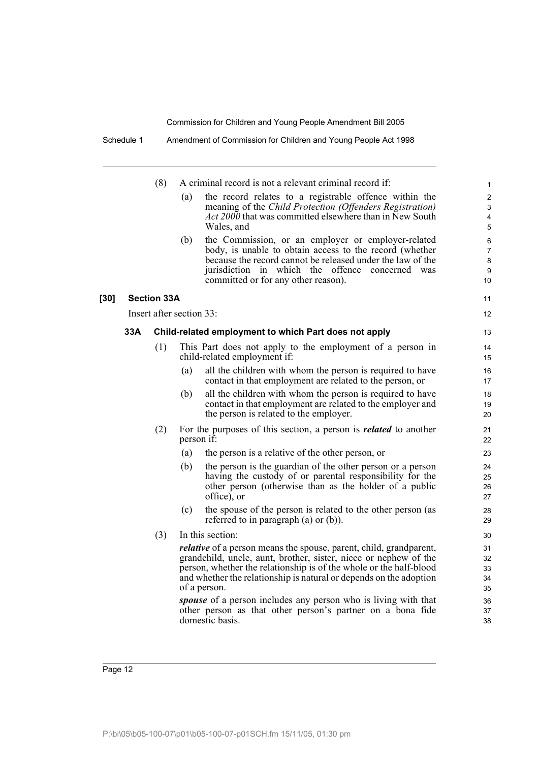(8) A criminal record is not a relevant criminal record if:

(a) the record relates to a registrable offence within the meaning of the *Child Protection (Offenders Registration) Act 2000* that was committed elsewhere than in New South Wales, and

(b) the Commission, or an employer or employer-related body, is unable to obtain access to the record (whether because the record cannot be released under the law of the jurisdiction in which the offence concerned was committed or for any other reason).

**[30] Section 33A**

Insert after section 33:

**33A Child-related employment to which Part does not apply**

(1) This Part does not apply to the employment of a person in child-related employment if:

(a) all the children with whom the person is required to have contact in that employment are related to the person, or

(b) all the children with whom the person is required to have contact in that employment are related to the employer and the person is related to the employer.

(2) For the purposes of this section, a person is ***related*** to another person if:

(a) the person is a relative of the other person, or

(b) the person is the guardian of the other person or a person having the custody of or parental responsibility for the other person (otherwise than as the holder of a public office), or

(c) the spouse of the person is related to the other person (as referred to in paragraph (a) or (b)).

(3) In this section:

***relative*** of a person means the spouse, parent, child, grandparent, grandchild, uncle, aunt, brother, sister, niece or nephew of the person, whether the relationship is of the whole or the half-blood and whether the relationship is natural or depends on the adoption of a person.

***spouse*** of a person includes any person who is living with that other person as that other person's partner on a bona fide domestic basis.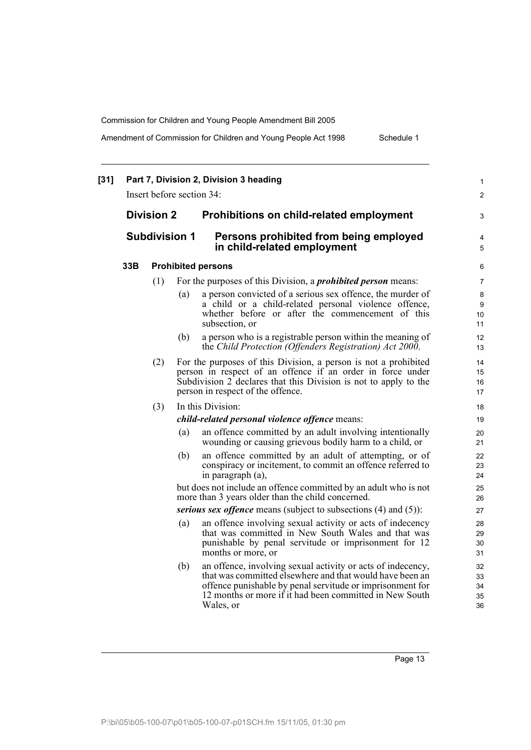**[31] Part 7, Division 2, Division 3 heading**

Insert before section 34:

## Division 2 Prohibitions on child-related employment

### Subdivision 1 Persons prohibited from being employed in child-related employment

#### 33B Prohibited persons

(1) For the purposes of this Division, a ***prohibited person*** means:

(a) a person convicted of a serious sex offence, the murder of a child or a child-related personal violence offence, whether before or after the commencement of this subsection, or

(b) a person who is a registrable person within the meaning of the *Child Protection (Offenders Registration) Act 2000*.

(2) For the purposes of this Division, a person is not a prohibited person in respect of an offence if an order in force under Subdivision 2 declares that this Division is not to apply to the person in respect of the offence.

(3) In this Division:

***child-related personal violence offence*** means:

(a) an offence committed by an adult involving intentionally wounding or causing grievous bodily harm to a child, or

(b) an offence committed by an adult of attempting, or of conspiracy or incitement, to commit an offence referred to in paragraph (a),

but does not include an offence committed by an adult who is not more than 3 years older than the child concerned.

***serious sex offence*** means (subject to subsections (4) and (5)):

(a) an offence involving sexual activity or acts of indecency that was committed in New South Wales and that was punishable by penal servitude or imprisonment for 12 months or more, or

(b) an offence, involving sexual activity or acts of indecency, that was committed elsewhere and that would have been an offence punishable by penal servitude or imprisonment for 12 months or more if it had been committed in New South Wales, or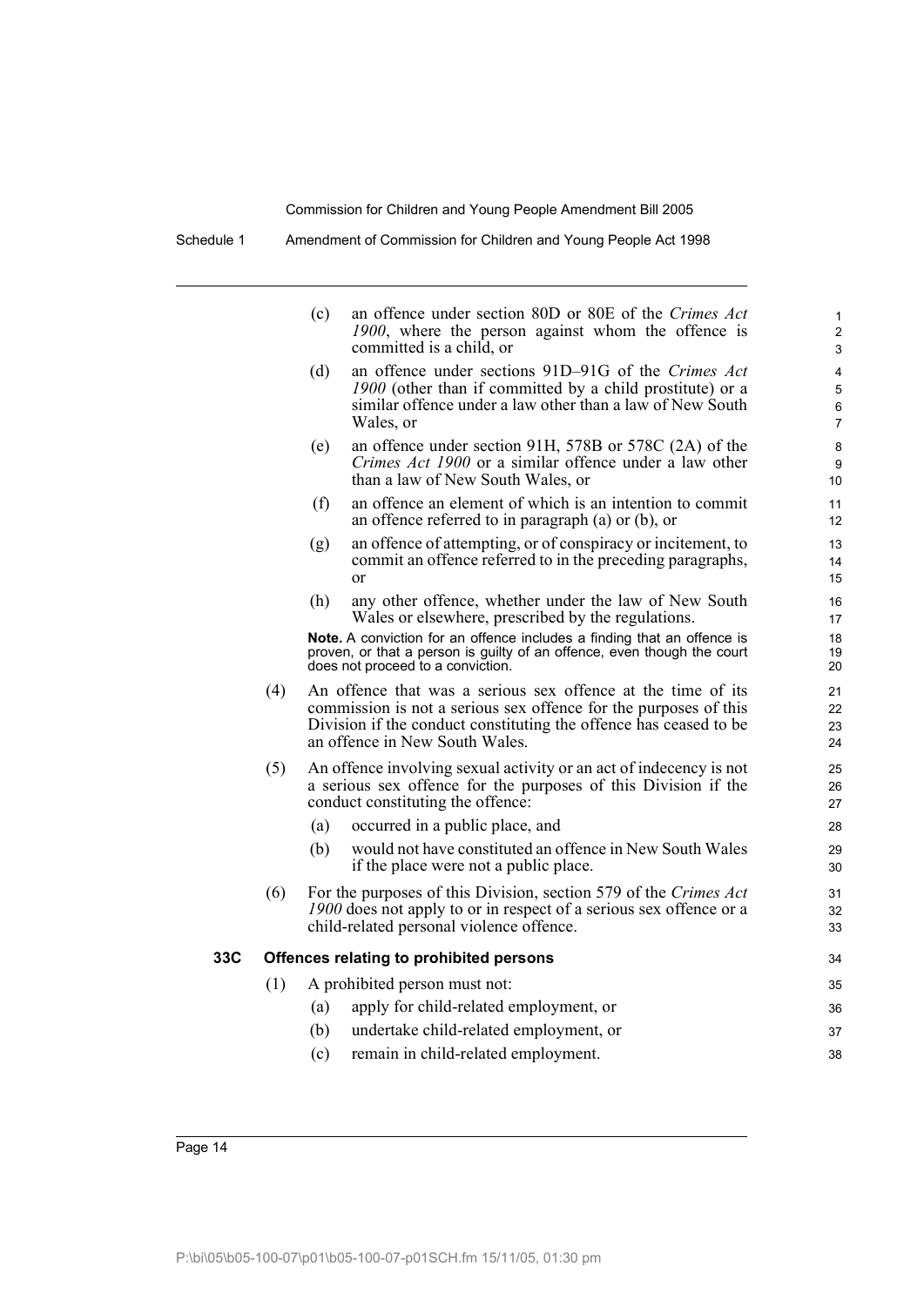(c) an offence under section 80D or 80E of the *Crimes Act 1900*, where the person against whom the offence is committed is a child, or

(d) an offence under sections 91D–91G of the *Crimes Act 1900* (other than if committed by a child prostitute) or a similar offence under a law other than a law of New South Wales, or

(e) an offence under section 91H, 578B or 578C (2A) of the *Crimes Act 1900* or a similar offence under a law other than a law of New South Wales, or

(f) an offence an element of which is an intention to commit an offence referred to in paragraph (a) or (b), or

(g) an offence of attempting, or of conspiracy or incitement, to commit an offence referred to in the preceding paragraphs, or

(h) any other offence, whether under the law of New South Wales or elsewhere, prescribed by the regulations.

**Note.** A conviction for an offence includes a finding that an offence is proven, or that a person is guilty of an offence, even though the court does not proceed to a conviction.

(4) An offence that was a serious sex offence at the time of its commission is not a serious sex offence for the purposes of this Division if the conduct constituting the offence has ceased to be an offence in New South Wales.

(5) An offence involving sexual activity or an act of indecency is not a serious sex offence for the purposes of this Division if the conduct constituting the offence:

(a) occurred in a public place, and

(b) would not have constituted an offence in New South Wales if the place were not a public place.

(6) For the purposes of this Division, section 579 of the *Crimes Act 1900* does not apply to or in respect of a serious sex offence or a child-related personal violence offence.

### 33C Offences relating to prohibited persons

(1) A prohibited person must not:

(a) apply for child-related employment, or

(b) undertake child-related employment, or

(c) remain in child-related employment.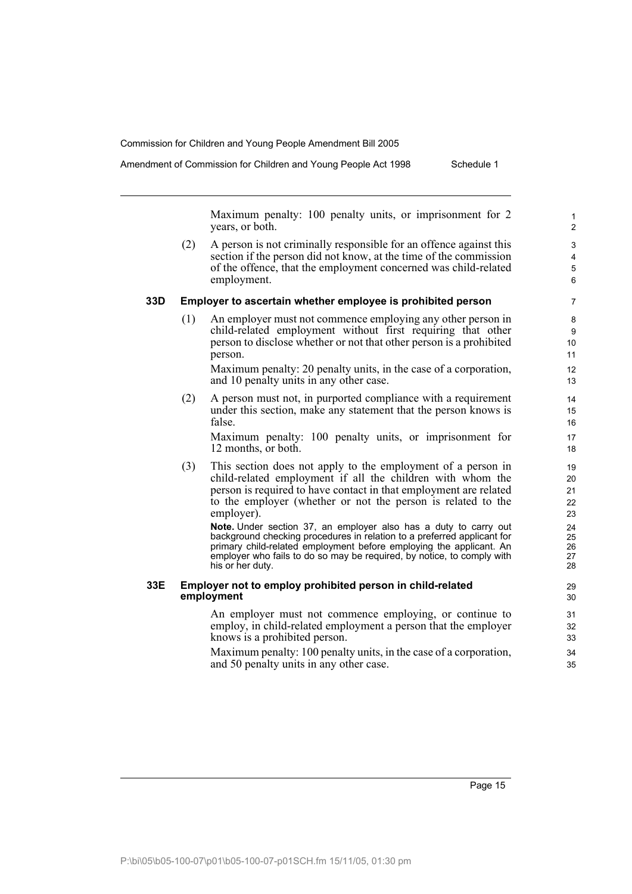Maximum penalty: 100 penalty units, or imprisonment for 2 years, or both.

(2) A person is not criminally responsible for an offence against this section if the person did not know, at the time of the commission of the offence, that the employment concerned was child-related employment.

### 33D Employer to ascertain whether employee is prohibited person

(1) An employer must not commence employing any other person in child-related employment without first requiring that other person to disclose whether or not that other person is a prohibited person.

Maximum penalty: 20 penalty units, in the case of a corporation, and 10 penalty units in any other case.

(2) A person must not, in purported compliance with a requirement under this section, make any statement that the person knows is false.

Maximum penalty: 100 penalty units, or imprisonment for 12 months, or both.

(3) This section does not apply to the employment of a person in child-related employment if all the children with whom the person is required to have contact in that employment are related to the employer (whether or not the person is related to the employer).

**Note.** Under section 37, an employer also has a duty to carry out background checking procedures in relation to a preferred applicant for primary child-related employment before employing the applicant. An employer who fails to do so may be required, by notice, to comply with his or her duty.

### 33E Employer not to employ prohibited person in child-related employment

An employer must not commence employing, or continue to employ, in child-related employment a person that the employer knows is a prohibited person.

Maximum penalty: 100 penalty units, in the case of a corporation, and 50 penalty units in any other case.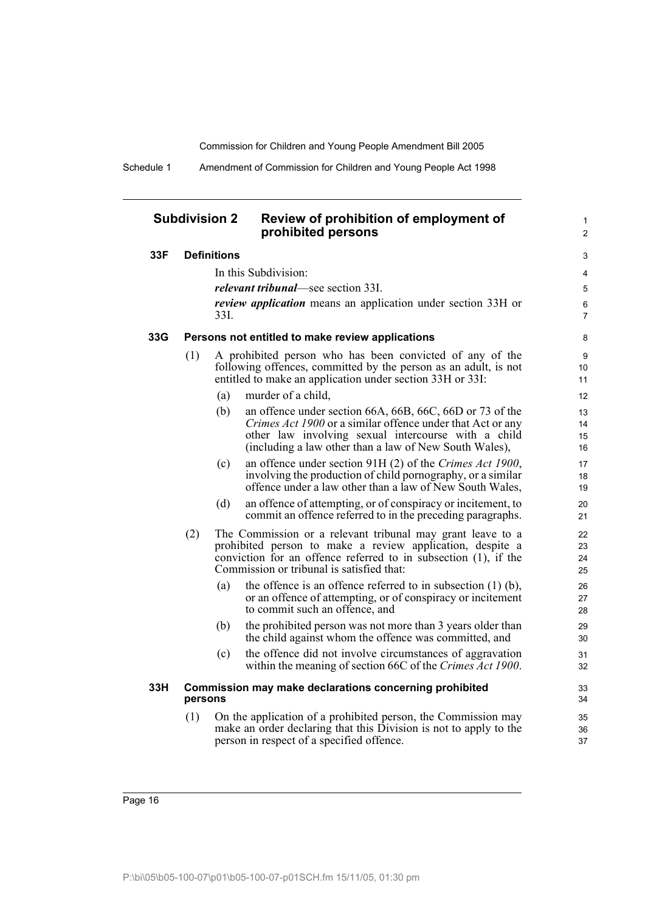## Subdivision 2 Review of prohibition of employment of prohibited persons

### 33F Definitions

In this Subdivision:

***relevant tribunal***—see section 33I.

***review application*** means an application under section 33H or 33I.

### 33G Persons not entitled to make review applications

(1) A prohibited person who has been convicted of any of the following offences, committed by the person as an adult, is not entitled to make an application under section 33H or 33I:

(a) murder of a child,

(b) an offence under section 66A, 66B, 66C, 66D or 73 of the *Crimes Act 1900* or a similar offence under that Act or any other law involving sexual intercourse with a child (including a law other than a law of New South Wales),

(c) an offence under section 91H (2) of the *Crimes Act 1900*, involving the production of child pornography, or a similar offence under a law other than a law of New South Wales,

(d) an offence of attempting, or of conspiracy or incitement, to commit an offence referred to in the preceding paragraphs.

(2) The Commission or a relevant tribunal may grant leave to a prohibited person to make a review application, despite a conviction for an offence referred to in subsection (1), if the Commission or tribunal is satisfied that:

(a) the offence is an offence referred to in subsection (1) (b), or an offence of attempting, or of conspiracy or incitement to commit such an offence, and

(b) the prohibited person was not more than 3 years older than the child against whom the offence was committed, and

(c) the offence did not involve circumstances of aggravation within the meaning of section 66C of the *Crimes Act 1900*.

### 33H Commission may make declarations concerning prohibited persons

(1) On the application of a prohibited person, the Commission may make an order declaring that this Division is not to apply to the person in respect of a specified offence.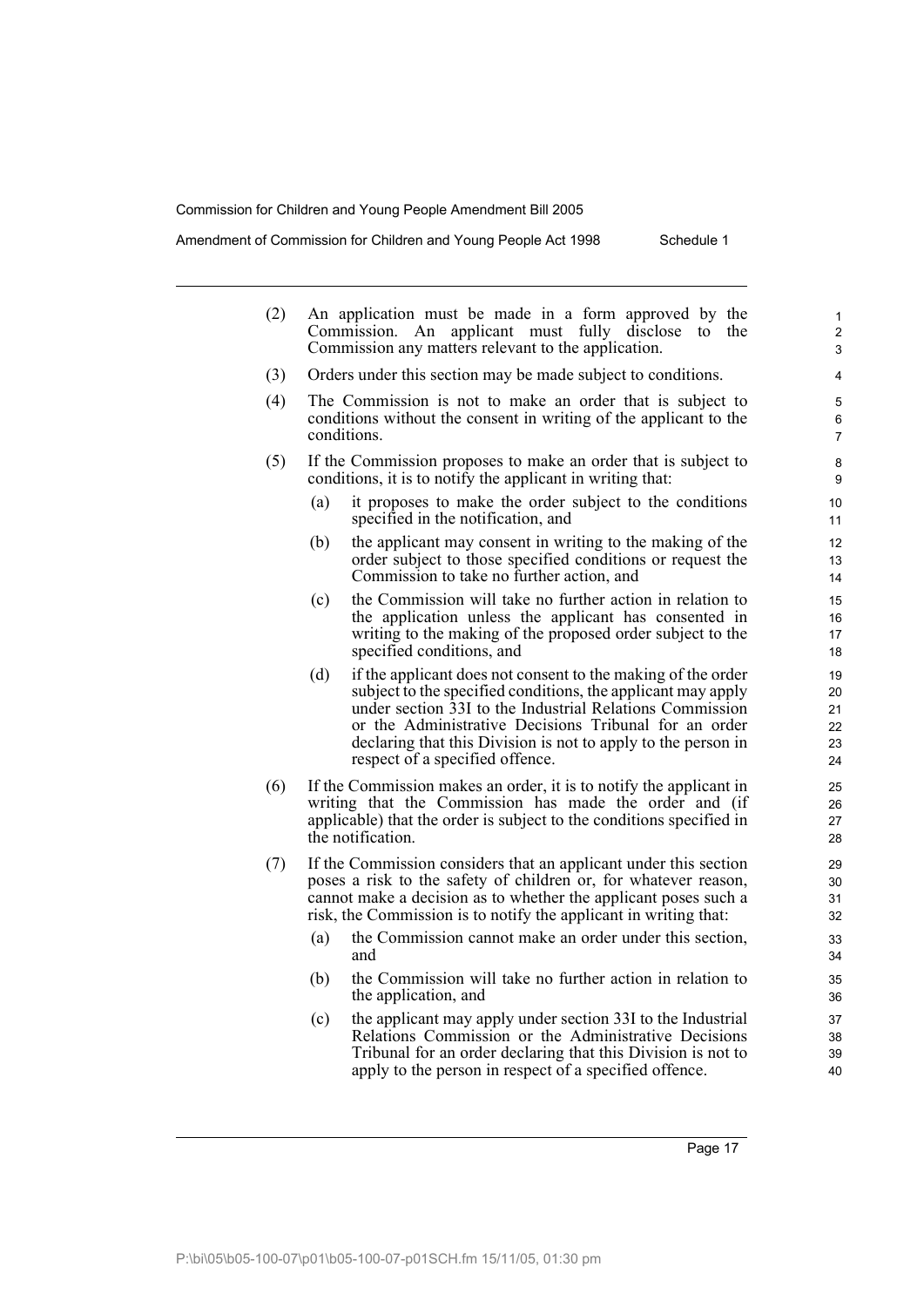(2) An application must be made in a form approved by the Commission. An applicant must fully disclose to the Commission any matters relevant to the application.

(3) Orders under this section may be made subject to conditions.

(4) The Commission is not to make an order that is subject to conditions without the consent in writing of the applicant to the conditions.

(5) If the Commission proposes to make an order that is subject to conditions, it is to notify the applicant in writing that:

(a) it proposes to make the order subject to the conditions specified in the notification, and

(b) the applicant may consent in writing to the making of the order subject to those specified conditions or request the Commission to take no further action, and

(c) the Commission will take no further action in relation to the application unless the applicant has consented in writing to the making of the proposed order subject to the specified conditions, and

(d) if the applicant does not consent to the making of the order subject to the specified conditions, the applicant may apply under section 33I to the Industrial Relations Commission or the Administrative Decisions Tribunal for an order declaring that this Division is not to apply to the person in respect of a specified offence.

(6) If the Commission makes an order, it is to notify the applicant in writing that the Commission has made the order and (if applicable) that the order is subject to the conditions specified in the notification.

(7) If the Commission considers that an applicant under this section poses a risk to the safety of children or, for whatever reason, cannot make a decision as to whether the applicant poses such a risk, the Commission is to notify the applicant in writing that:

(a) the Commission cannot make an order under this section, and

(b) the Commission will take no further action in relation to the application, and

(c) the applicant may apply under section 33I to the Industrial Relations Commission or the Administrative Decisions Tribunal for an order declaring that this Division is not to apply to the person in respect of a specified offence.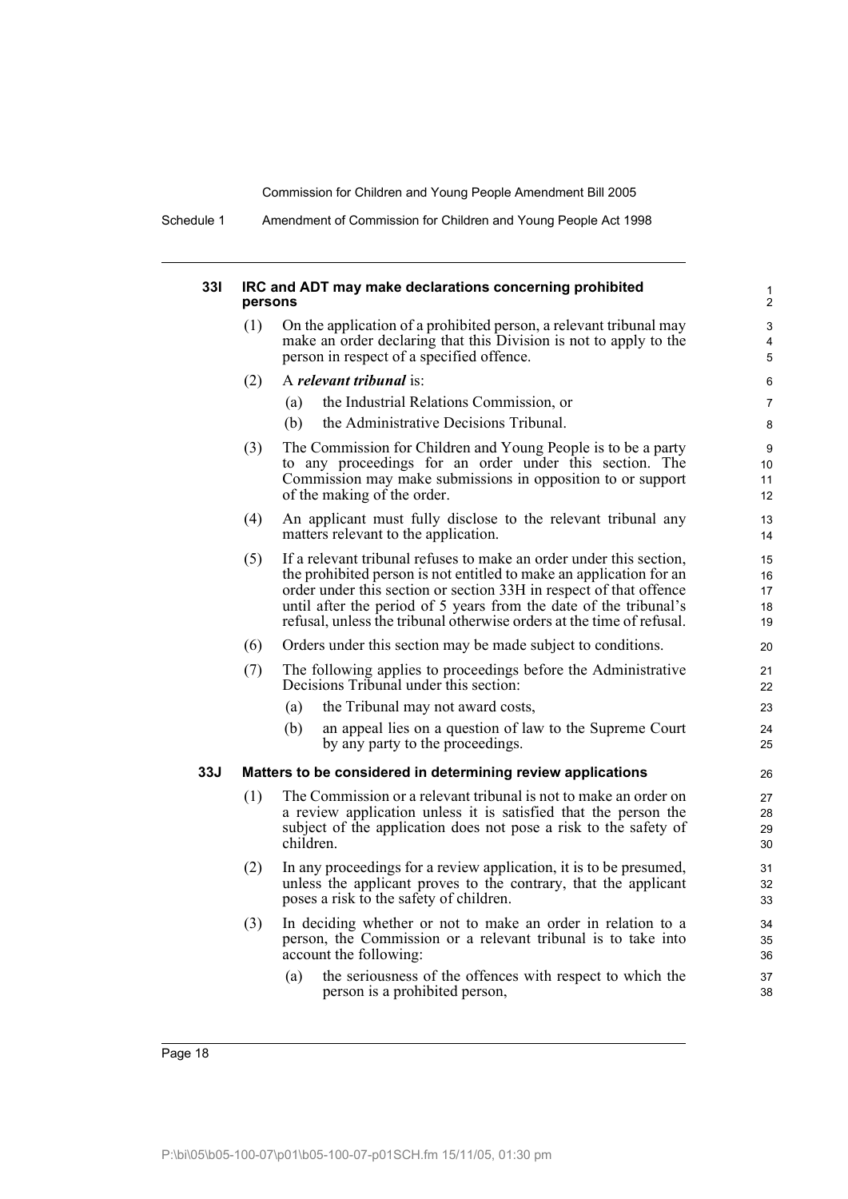### 33I IRC and ADT may make declarations concerning prohibited persons

(1) On the application of a prohibited person, a relevant tribunal may make an order declaring that this Division is not to apply to the person in respect of a specified offence.

(2) A ***relevant tribunal*** is:

(a) the Industrial Relations Commission, or

(b) the Administrative Decisions Tribunal.

(3) The Commission for Children and Young People is to be a party to any proceedings for an order under this section. The Commission may make submissions in opposition to or support of the making of the order.

(4) An applicant must fully disclose to the relevant tribunal any matters relevant to the application.

(5) If a relevant tribunal refuses to make an order under this section, the prohibited person is not entitled to make an application for an order under this section or section 33H in respect of that offence until after the period of 5 years from the date of the tribunal's refusal, unless the tribunal otherwise orders at the time of refusal.

(6) Orders under this section may be made subject to conditions.

(7) The following applies to proceedings before the Administrative Decisions Tribunal under this section:

(a) the Tribunal may not award costs,

(b) an appeal lies on a question of law to the Supreme Court by any party to the proceedings.

### 33J Matters to be considered in determining review applications

(1) The Commission or a relevant tribunal is not to make an order on a review application unless it is satisfied that the person the subject of the application does not pose a risk to the safety of children.

(2) In any proceedings for a review application, it is to be presumed, unless the applicant proves to the contrary, that the applicant poses a risk to the safety of children.

(3) In deciding whether or not to make an order in relation to a person, the Commission or a relevant tribunal is to take into account the following:

(a) the seriousness of the offences with respect to which the person is a prohibited person,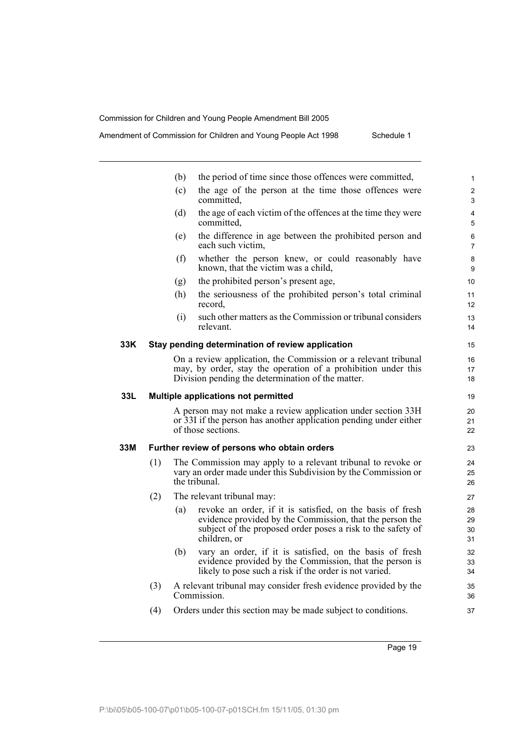(b) the period of time since those offences were committed,

(c) the age of the person at the time those offences were committed,

(d) the age of each victim of the offences at the time they were committed,

(e) the difference in age between the prohibited person and each such victim,

(f) whether the person knew, or could reasonably have known, that the victim was a child,

(g) the prohibited person's present age,

(h) the seriousness of the prohibited person's total criminal record,

(i) such other matters as the Commission or tribunal considers relevant.

**33K Stay pending determination of review application**

On a review application, the Commission or a relevant tribunal may, by order, stay the operation of a prohibition under this Division pending the determination of the matter.

**33L Multiple applications not permitted**

A person may not make a review application under section 33H or 33I if the person has another application pending under either of those sections.

**33M Further review of persons who obtain orders**

(1) The Commission may apply to a relevant tribunal to revoke or vary an order made under this Subdivision by the Commission or the tribunal.

(2) The relevant tribunal may:

(a) revoke an order, if it is satisfied, on the basis of fresh evidence provided by the Commission, that the person the subject of the proposed order poses a risk to the safety of children, or

(b) vary an order, if it is satisfied, on the basis of fresh evidence provided by the Commission, that the person is likely to pose such a risk if the order is not varied.

(3) A relevant tribunal may consider fresh evidence provided by the Commission.

(4) Orders under this section may be made subject to conditions.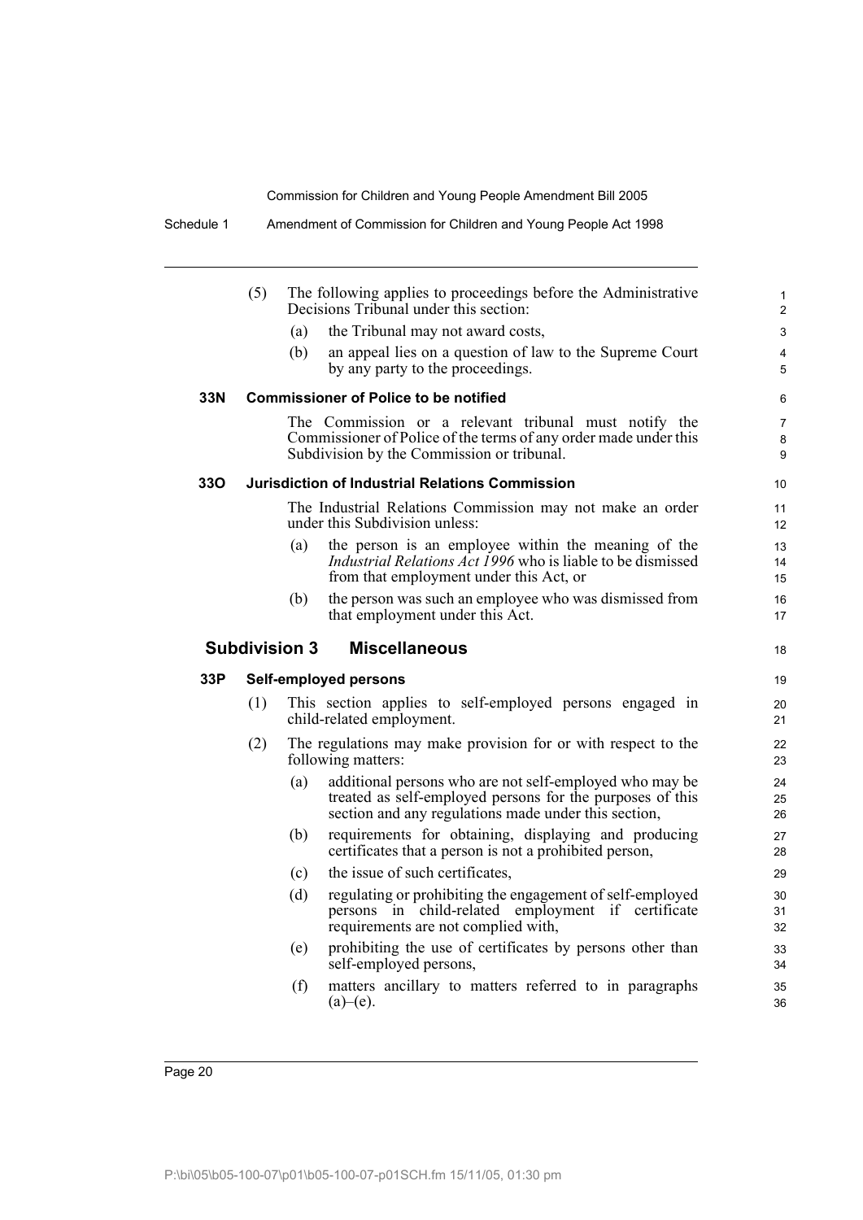(5) The following applies to proceedings before the Administrative Decisions Tribunal under this section:

(a) the Tribunal may not award costs,

(b) an appeal lies on a question of law to the Supreme Court by any party to the proceedings.

**33N Commissioner of Police to be notified**

The Commission or a relevant tribunal must notify the Commissioner of Police of the terms of any order made under this Subdivision by the Commission or tribunal.

**33O Jurisdiction of Industrial Relations Commission**

The Industrial Relations Commission may not make an order under this Subdivision unless:

(a) the person is an employee within the meaning of the *Industrial Relations Act 1996* who is liable to be dismissed from that employment under this Act, or

(b) the person was such an employee who was dismissed from that employment under this Act.

## Subdivision 3 Miscellaneous

**33P Self-employed persons**

(1) This section applies to self-employed persons engaged in child-related employment.

(2) The regulations may make provision for or with respect to the following matters:

(a) additional persons who are not self-employed who may be treated as self-employed persons for the purposes of this section and any regulations made under this section,

(b) requirements for obtaining, displaying and producing certificates that a person is not a prohibited person,

(c) the issue of such certificates,

(d) regulating or prohibiting the engagement of self-employed persons in child-related employment if certificate requirements are not complied with,

(e) prohibiting the use of certificates by persons other than self-employed persons,

(f) matters ancillary to matters referred to in paragraphs (a)–(e).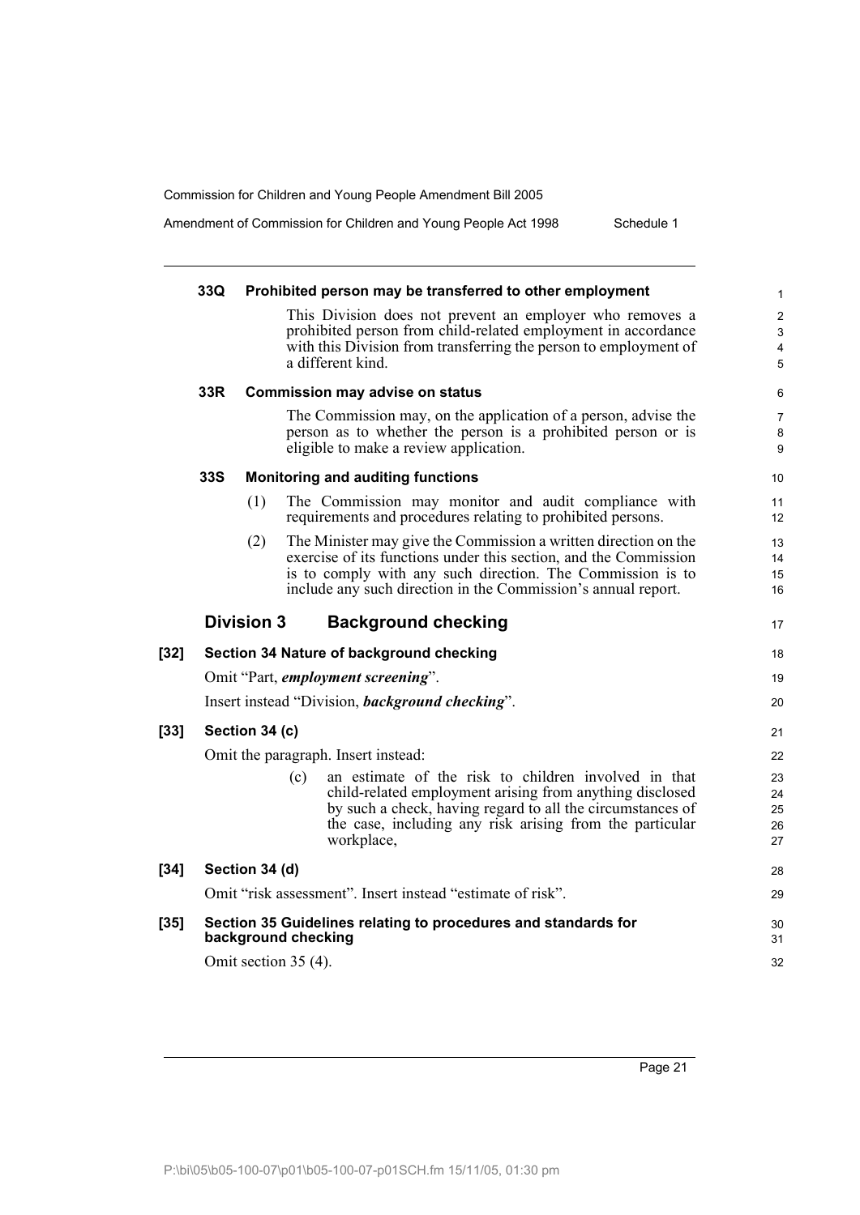### 33Q Prohibited person may be transferred to other employment

This Division does not prevent an employer who removes a prohibited person from child-related employment in accordance with this Division from transferring the person to employment of a different kind.

### 33R Commission may advise on status

The Commission may, on the application of a person, advise the person as to whether the person is a prohibited person or is eligible to make a review application.

### 33S Monitoring and auditing functions

(1) The Commission may monitor and audit compliance with requirements and procedures relating to prohibited persons.

(2) The Minister may give the Commission a written direction on the exercise of its functions under this section, and the Commission is to comply with any such direction. The Commission is to include any such direction in the Commission's annual report.

## Division 3 Background checking

**[32] Section 34 Nature of background checking**

Omit "Part, ***employment screening***".

Insert instead "Division, ***background checking***".

**[33] Section 34 (c)**

Omit the paragraph. Insert instead:

(c) an estimate of the risk to children involved in that child-related employment arising from anything disclosed by such a check, having regard to all the circumstances of the case, including any risk arising from the particular workplace,

**[34] Section 34 (d)**

Omit "risk assessment". Insert instead "estimate of risk".

**[35] Section 35 Guidelines relating to procedures and standards for background checking**

Omit section 35 (4).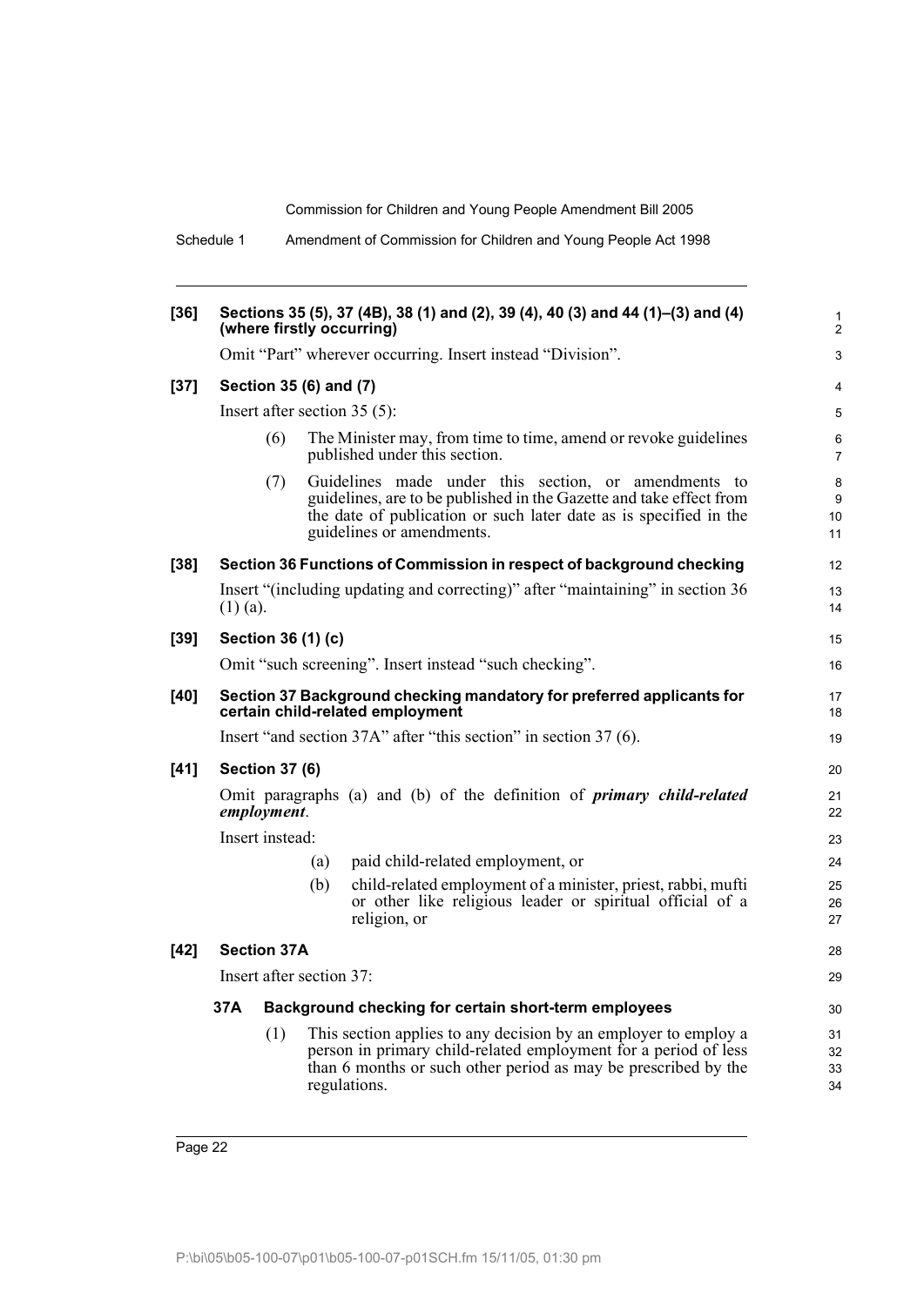**[36] Sections 35 (5), 37 (4B), 38 (1) and (2), 39 (4), 40 (3) and 44 (1)–(3) and (4) (where firstly occurring)**

Omit "Part" wherever occurring. Insert instead "Division".

**[37] Section 35 (6) and (7)**

Insert after section 35 (5):

(6) The Minister may, from time to time, amend or revoke guidelines published under this section.

(7) Guidelines made under this section, or amendments to guidelines, are to be published in the Gazette and take effect from the date of publication or such later date as is specified in the guidelines or amendments.

**[38] Section 36 Functions of Commission in respect of background checking**

Insert "(including updating and correcting)" after "maintaining" in section 36 (1) (a).

**[39] Section 36 (1) (c)**

Omit "such screening". Insert instead "such checking".

**[40] Section 37 Background checking mandatory for preferred applicants for certain child-related employment**

Insert "and section 37A" after "this section" in section 37 (6).

**[41] Section 37 (6)**

Omit paragraphs (a) and (b) of the definition of ***primary child-related employment***.

Insert instead:

(a) paid child-related employment, or

(b) child-related employment of a minister, priest, rabbi, mufti or other like religious leader or spiritual official of a religion, or

**[42] Section 37A**

Insert after section 37:

**37A Background checking for certain short-term employees**

(1) This section applies to any decision by an employer to employ a person in primary child-related employment for a period of less than 6 months or such other period as may be prescribed by the regulations.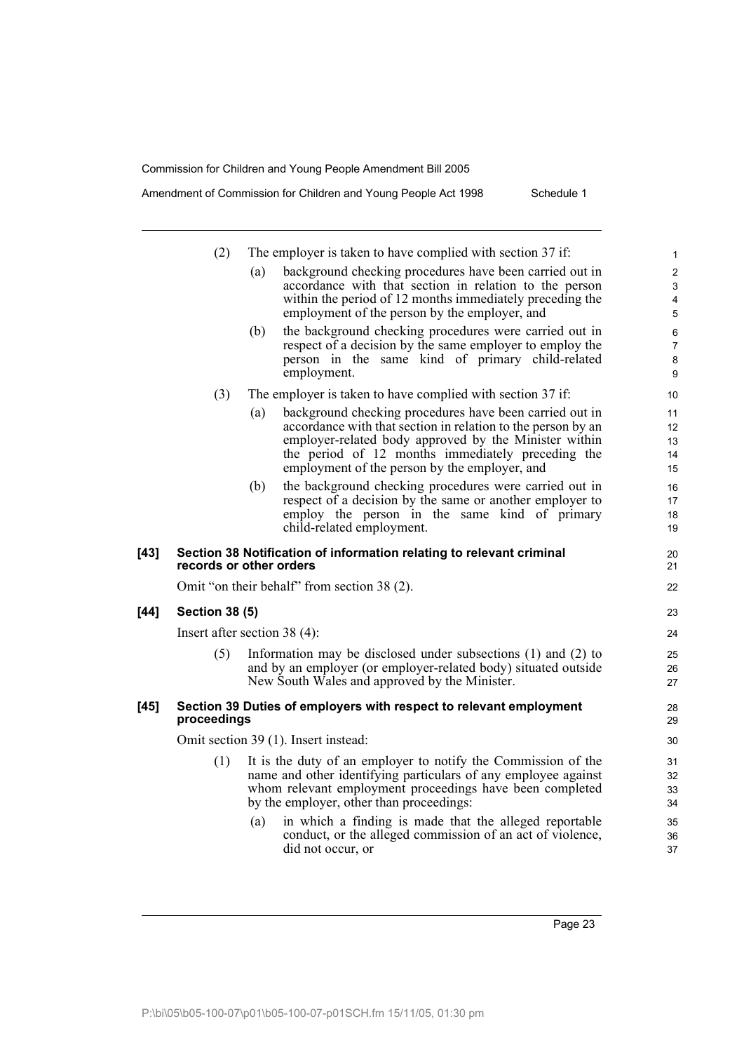(2) The employer is taken to have complied with section 37 if:

(a) background checking procedures have been carried out in accordance with that section in relation to the person within the period of 12 months immediately preceding the employment of the person by the employer, and

(b) the background checking procedures were carried out in respect of a decision by the same employer to employ the person in the same kind of primary child-related employment.

(3) The employer is taken to have complied with section 37 if:

(a) background checking procedures have been carried out in accordance with that section in relation to the person by an employer-related body approved by the Minister within the period of 12 months immediately preceding the employment of the person by the employer, and

(b) the background checking procedures were carried out in respect of a decision by the same or another employer to employ the person in the same kind of primary child-related employment.

**[43] Section 38 Notification of information relating to relevant criminal records or other orders**

Omit "on their behalf" from section 38 (2).

**[44] Section 38 (5)**

Insert after section 38 (4):

(5) Information may be disclosed under subsections (1) and (2) to and by an employer (or employer-related body) situated outside New South Wales and approved by the Minister.

**[45] Section 39 Duties of employers with respect to relevant employment proceedings**

Omit section 39 (1). Insert instead:

(1) It is the duty of an employer to notify the Commission of the name and other identifying particulars of any employee against whom relevant employment proceedings have been completed by the employer, other than proceedings:

(a) in which a finding is made that the alleged reportable conduct, or the alleged commission of an act of violence, did not occur, or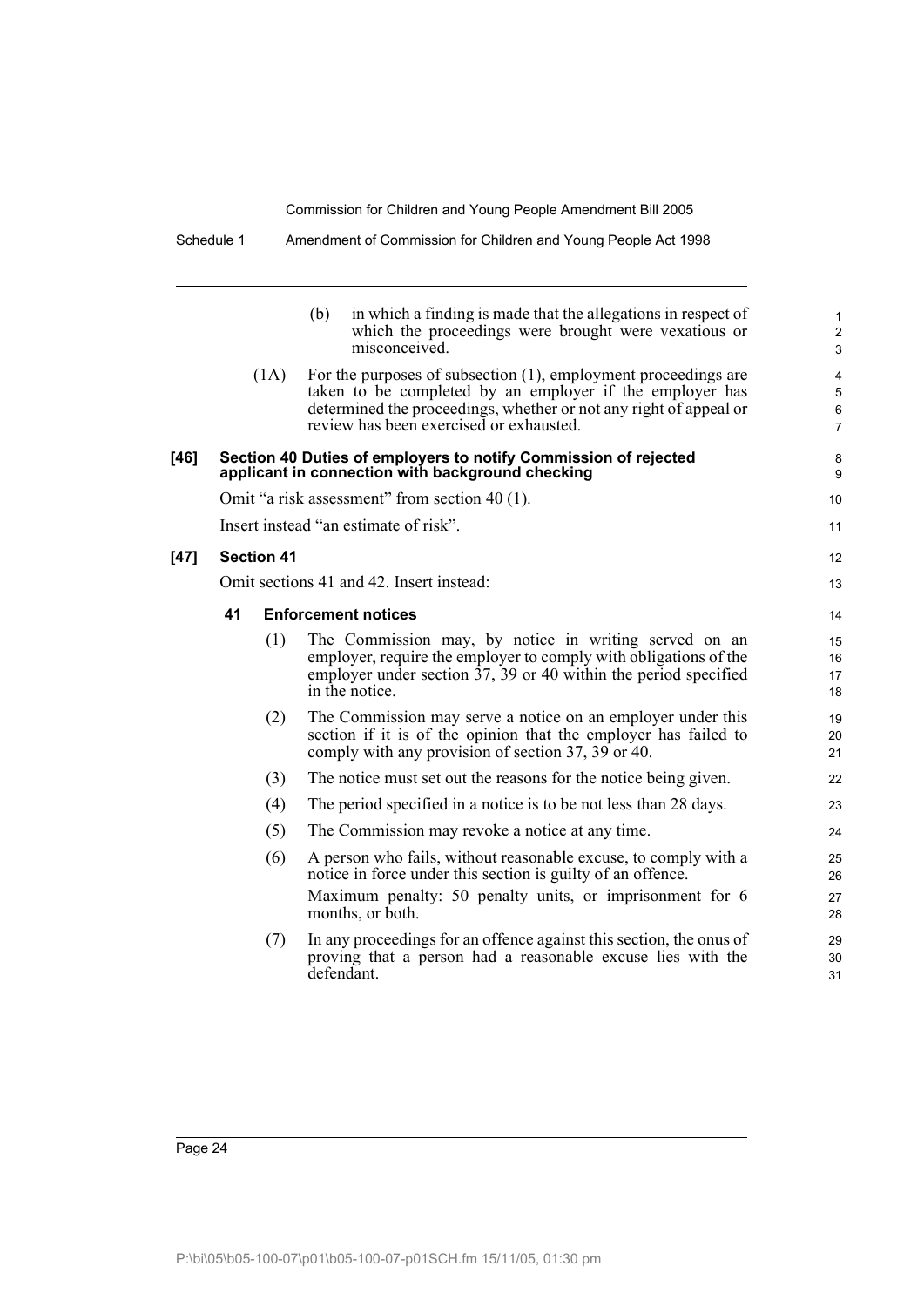(b) in which a finding is made that the allegations in respect of which the proceedings were brought were vexatious or misconceived.

(1A) For the purposes of subsection (1), employment proceedings are taken to be completed by an employer if the employer has determined the proceedings, whether or not any right of appeal or review has been exercised or exhausted.

**[46] Section 40 Duties of employers to notify Commission of rejected applicant in connection with background checking**

Omit "a risk assessment" from section 40 (1).

Insert instead "an estimate of risk".

**[47] Section 41**

Omit sections 41 and 42. Insert instead:

**41 Enforcement notices**

(1) The Commission may, by notice in writing served on an employer, require the employer to comply with obligations of the employer under section 37, 39 or 40 within the period specified in the notice.

(2) The Commission may serve a notice on an employer under this section if it is of the opinion that the employer has failed to comply with any provision of section 37, 39 or 40.

(3) The notice must set out the reasons for the notice being given.

(4) The period specified in a notice is to be not less than 28 days.

(5) The Commission may revoke a notice at any time.

(6) A person who fails, without reasonable excuse, to comply with a notice in force under this section is guilty of an offence.

Maximum penalty: 50 penalty units, or imprisonment for 6 months, or both.

(7) In any proceedings for an offence against this section, the onus of proving that a person had a reasonable excuse lies with the defendant.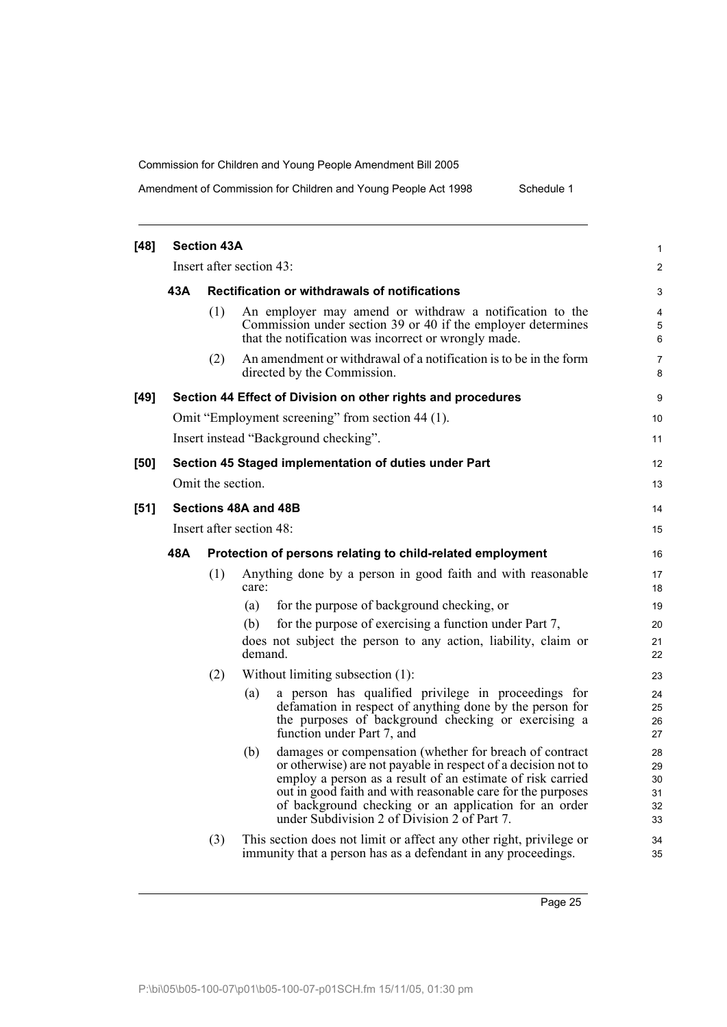**[48] Section 43A**

Insert after section 43:

**43A Rectification or withdrawals of notifications**

(1) An employer may amend or withdraw a notification to the Commission under section 39 or 40 if the employer determines that the notification was incorrect or wrongly made.

(2) An amendment or withdrawal of a notification is to be in the form directed by the Commission.

**[49] Section 44 Effect of Division on other rights and procedures**

Omit "Employment screening" from section 44 (1).

Insert instead "Background checking".

**[50] Section 45 Staged implementation of duties under Part**

Omit the section.

**[51] Sections 48A and 48B**

Insert after section 48:

**48A Protection of persons relating to child-related employment**

(1) Anything done by a person in good faith and with reasonable care:

(a) for the purpose of background checking, or

(b) for the purpose of exercising a function under Part 7,

does not subject the person to any action, liability, claim or demand.

(2) Without limiting subsection (1):

(a) a person has qualified privilege in proceedings for defamation in respect of anything done by the person for the purposes of background checking or exercising a function under Part 7, and

(b) damages or compensation (whether for breach of contract or otherwise) are not payable in respect of a decision not to employ a person as a result of an estimate of risk carried out in good faith and with reasonable care for the purposes of background checking or an application for an order under Subdivision 2 of Division 2 of Part 7.

(3) This section does not limit or affect any other right, privilege or immunity that a person has as a defendant in any proceedings.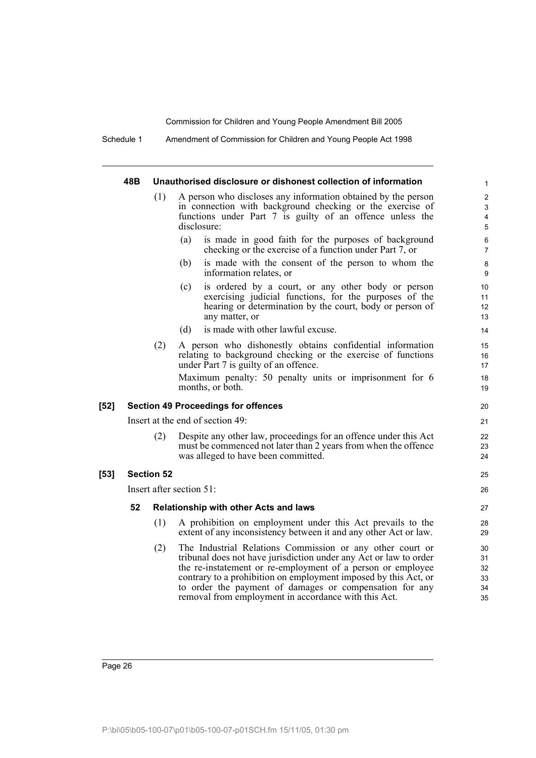#### 48B Unauthorised disclosure or dishonest collection of information

(1) A person who discloses any information obtained by the person in connection with background checking or the exercise of functions under Part 7 is guilty of an offence unless the disclosure:

- (a) is made in good faith for the purposes of background checking or the exercise of a function under Part 7, or
- (b) is made with the consent of the person to whom the information relates, or
- (c) is ordered by a court, or any other body or person exercising judicial functions, for the purposes of the hearing or determination by the court, body or person of any matter, or
- (d) is made with other lawful excuse.

(2) A person who dishonestly obtains confidential information relating to background checking or the exercise of functions under Part 7 is guilty of an offence.

Maximum penalty: 50 penalty units or imprisonment for 6 months, or both.

### [52] Section 49 Proceedings for offences

Insert at the end of section 49:

(2) Despite any other law, proceedings for an offence under this Act must be commenced not later than 2 years from when the offence was alleged to have been committed.

### [53] Section 52

Insert after section 51:

#### 52 Relationship with other Acts and laws

(1) A prohibition on employment under this Act prevails to the extent of any inconsistency between it and any other Act or law.

(2) The Industrial Relations Commission or any other court or tribunal does not have jurisdiction under any Act or law to order the re-instatement or re-employment of a person or employee contrary to a prohibition on employment imposed by this Act, or to order the payment of damages or compensation for any removal from employment in accordance with this Act.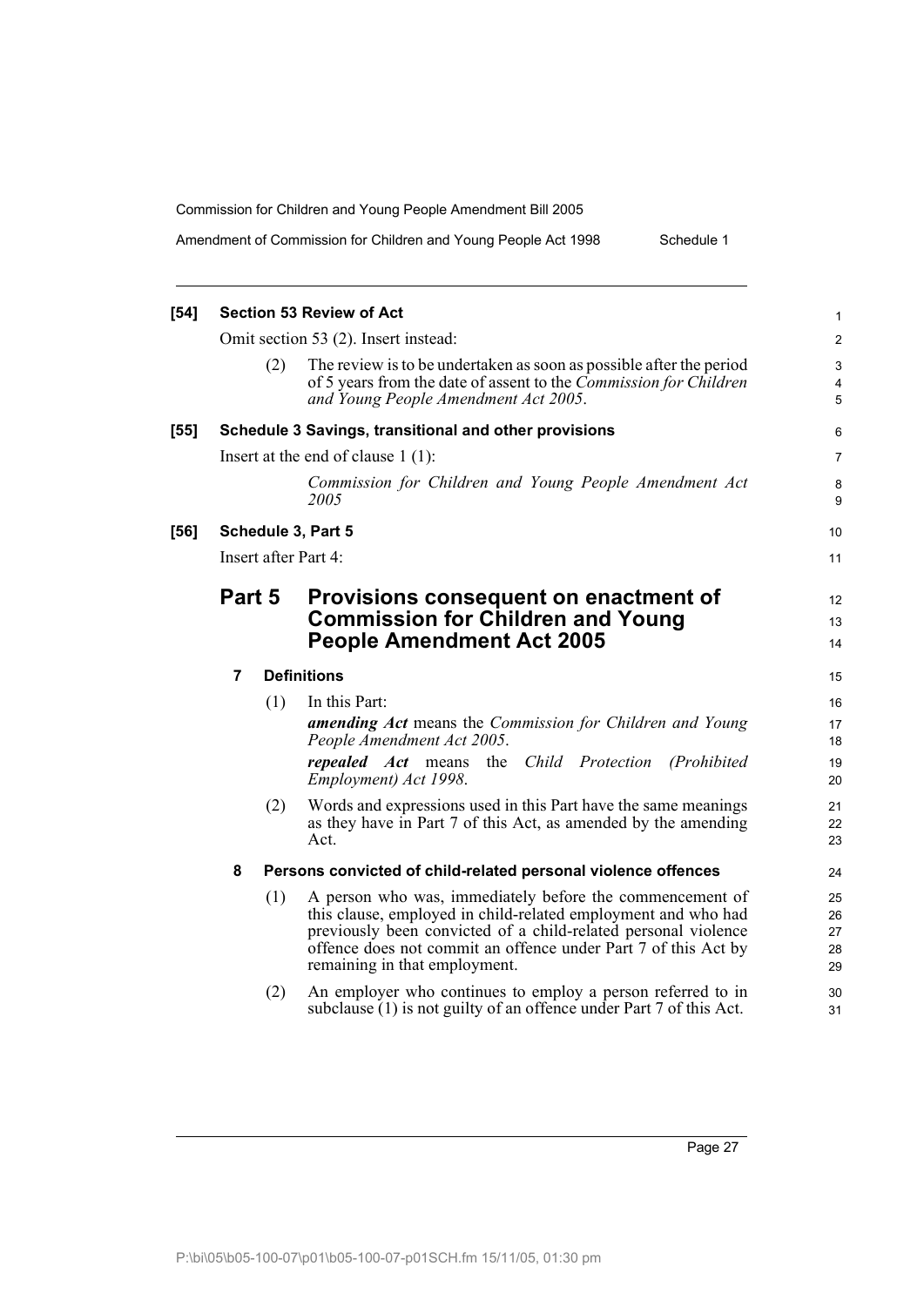**[54] Section 53 Review of Act**

Omit section 53 (2). Insert instead:

(2) The review is to be undertaken as soon as possible after the period of 5 years from the date of assent to the *Commission for Children and Young People Amendment Act 2005*.

**[55] Schedule 3 Savings, transitional and other provisions**

Insert at the end of clause 1 (1):

*Commission for Children and Young People Amendment Act 2005*

**[56] Schedule 3, Part 5**

Insert after Part 4:

## Part 5 Provisions consequent on enactment of Commission for Children and Young People Amendment Act 2005

### 7 Definitions

(1) In this Part:

***amending Act*** means the *Commission for Children and Young People Amendment Act 2005*.

***repealed Act*** means the *Child Protection (Prohibited Employment) Act 1998*.

(2) Words and expressions used in this Part have the same meanings as they have in Part 7 of this Act, as amended by the amending Act.

### 8 Persons convicted of child-related personal violence offences

(1) A person who was, immediately before the commencement of this clause, employed in child-related employment and who had previously been convicted of a child-related personal violence offence does not commit an offence under Part 7 of this Act by remaining in that employment.

(2) An employer who continues to employ a person referred to in subclause (1) is not guilty of an offence under Part 7 of this Act.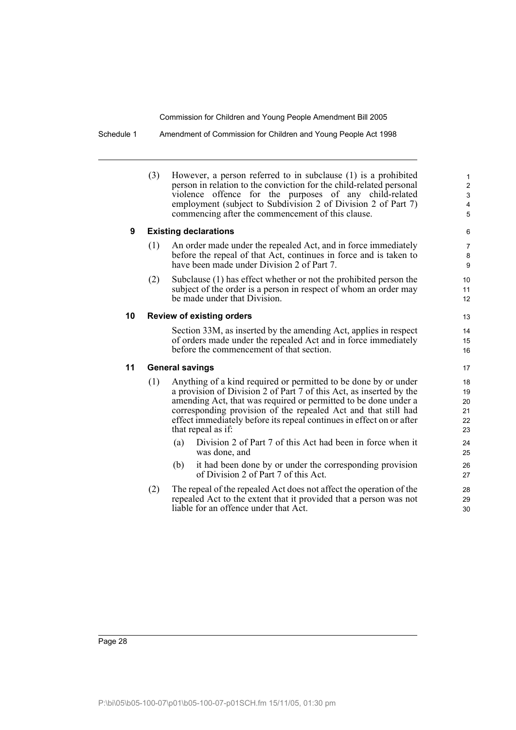(3) However, a person referred to in subclause (1) is a prohibited person in relation to the conviction for the child-related personal violence offence for the purposes of any child-related employment (subject to Subdivision 2 of Division 2 of Part 7) commencing after the commencement of this clause.

### 9 Existing declarations

(1) An order made under the repealed Act, and in force immediately before the repeal of that Act, continues in force and is taken to have been made under Division 2 of Part 7.

(2) Subclause (1) has effect whether or not the prohibited person the subject of the order is a person in respect of whom an order may be made under that Division.

### 10 Review of existing orders

Section 33M, as inserted by the amending Act, applies in respect of orders made under the repealed Act and in force immediately before the commencement of that section.

### 11 General savings

(1) Anything of a kind required or permitted to be done by or under a provision of Division 2 of Part 7 of this Act, as inserted by the amending Act, that was required or permitted to be done under a corresponding provision of the repealed Act and that still had effect immediately before its repeal continues in effect on or after that repeal as if:

- (a) Division 2 of Part 7 of this Act had been in force when it was done, and
- (b) it had been done by or under the corresponding provision of Division 2 of Part 7 of this Act.

(2) The repeal of the repealed Act does not affect the operation of the repealed Act to the extent that it provided that a person was not liable for an offence under that Act.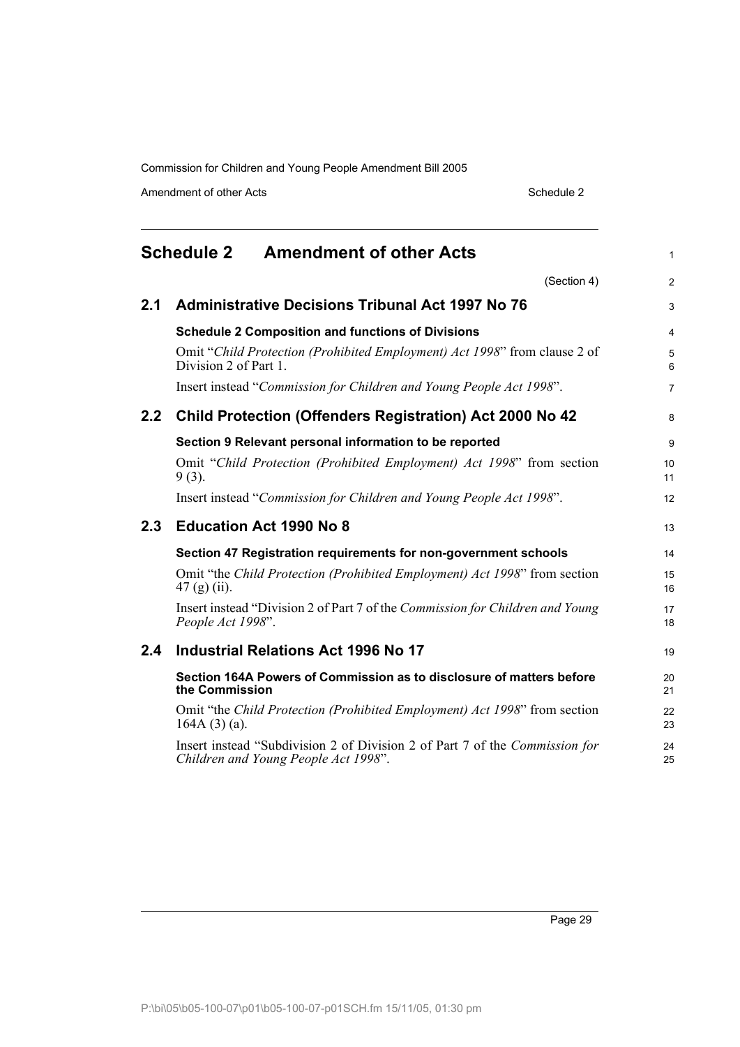# Schedule 2 Amendment of other Acts

(Section 4)

## 2.1 Administrative Decisions Tribunal Act 1997 No 76

### Schedule 2 Composition and functions of Divisions

Omit "*Child Protection (Prohibited Employment) Act 1998*" from clause 2 of Division 2 of Part 1.

Insert instead "*Commission for Children and Young People Act 1998*".

## 2.2 Child Protection (Offenders Registration) Act 2000 No 42

### Section 9 Relevant personal information to be reported

Omit "*Child Protection (Prohibited Employment) Act 1998*" from section 9 (3).

Insert instead "*Commission for Children and Young People Act 1998*".

## 2.3 Education Act 1990 No 8

### Section 47 Registration requirements for non-government schools

Omit "the *Child Protection (Prohibited Employment) Act 1998*" from section 47 (g) (ii).

Insert instead "Division 2 of Part 7 of the *Commission for Children and Young People Act 1998*".

## 2.4 Industrial Relations Act 1996 No 17

### Section 164A Powers of Commission as to disclosure of matters before the Commission

Omit "the *Child Protection (Prohibited Employment) Act 1998*" from section 164A (3) (a).

Insert instead "Subdivision 2 of Division 2 of Part 7 of the *Commission for Children and Young People Act 1998*".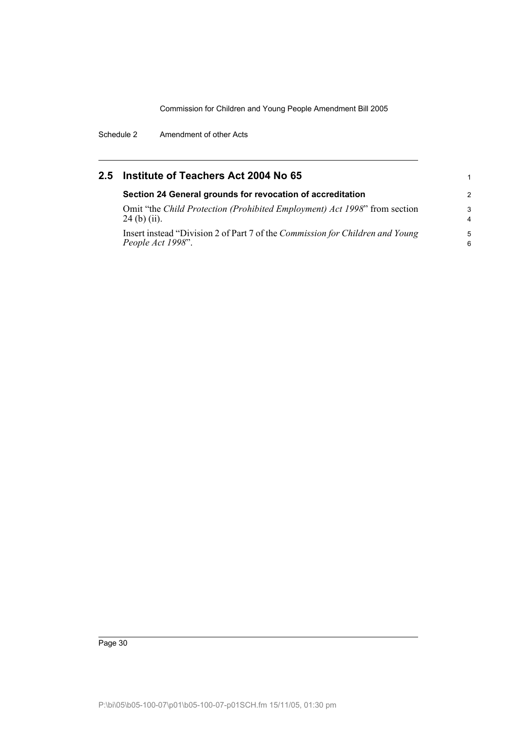## 2.5 Institute of Teachers Act 2004 No 65

### Section 24 General grounds for revocation of accreditation

Omit "the *Child Protection (Prohibited Employment) Act 1998*" from section 24 (b) (ii).

Insert instead "Division 2 of Part 7 of the *Commission for Children and Young People Act 1998*".